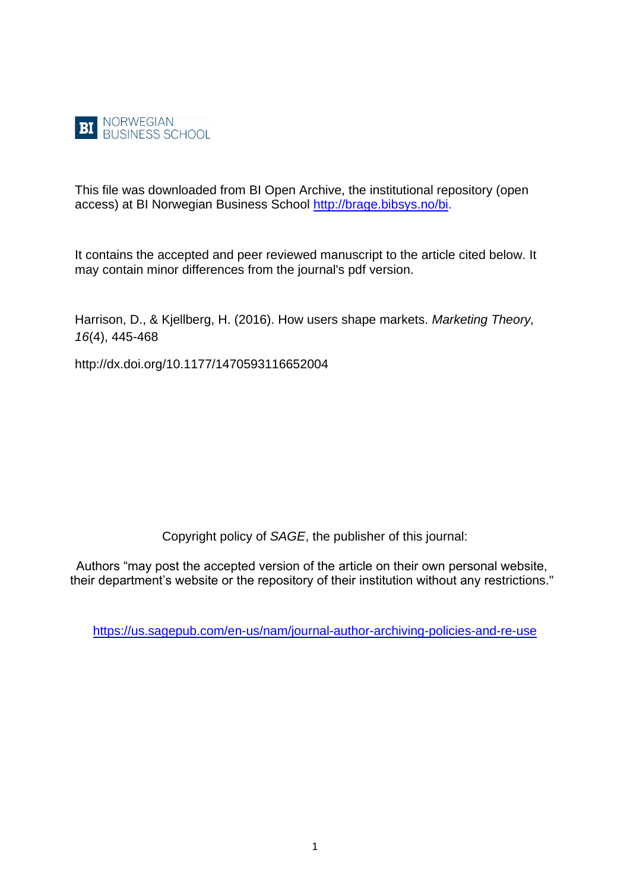BI NORWEGIAN BUSINESS SCHOOL

This file was downloaded from BI Open Archive, the institutional repository (open access) at BI Norwegian Business School http://brage.bibsys.no/bi.

It contains the accepted and peer reviewed manuscript to the article cited below. It may contain minor differences from the journal's pdf version.

Harrison, D., & Kjellberg, H. (2016). How users shape markets. *Marketing Theory, 16*(4), 445-468

http://dx.doi.org/10.1177/1470593116652004

Copyright policy of *SAGE*, the publisher of this journal:

Authors "may post the accepted version of the article on their own personal website, their department's website or the repository of their institution without any restrictions."

https://us.sagepub.com/en-us/nam/journal-author-archiving-policies-and-re-use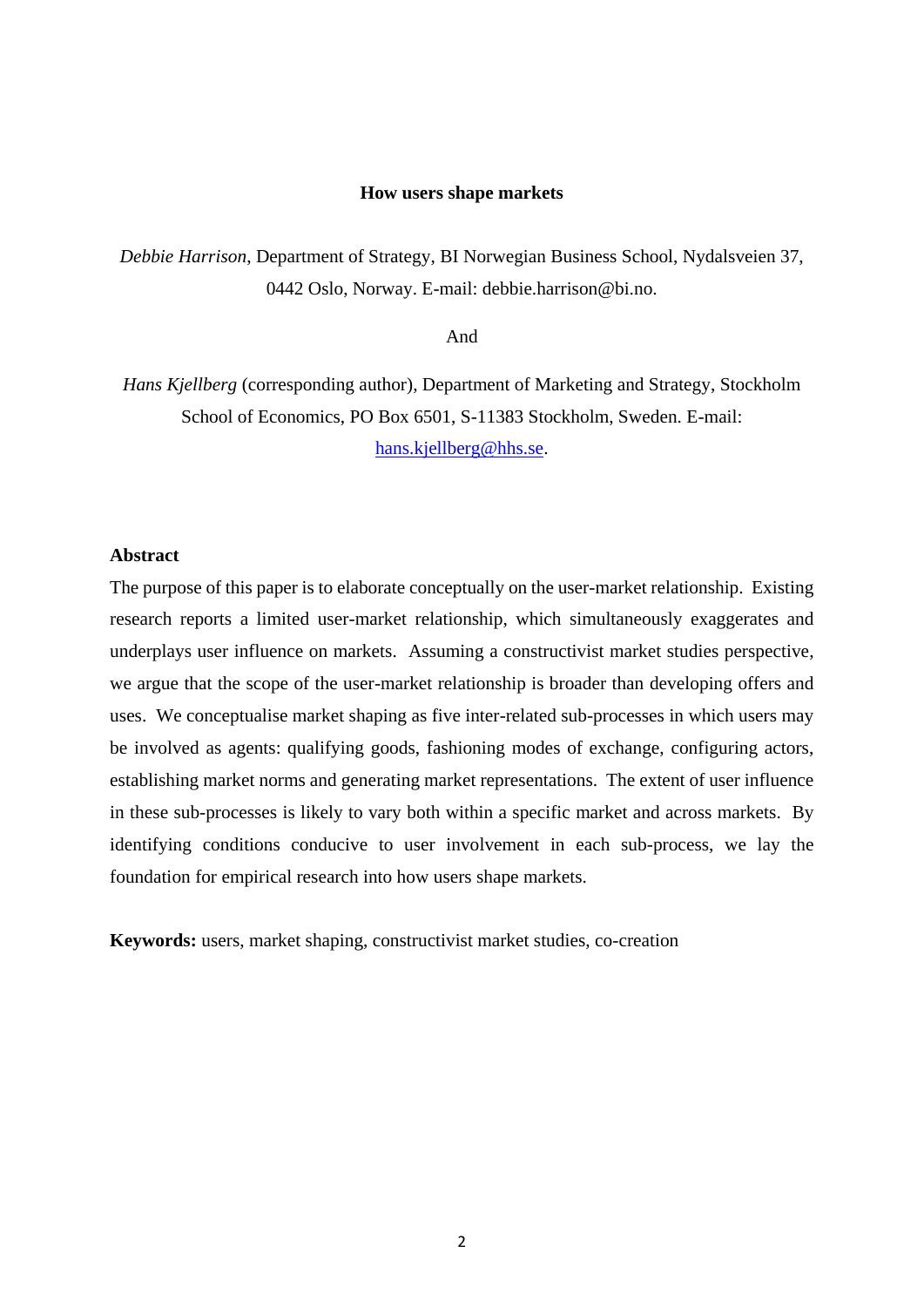# How users shape markets

*Debbie Harrison*, Department of Strategy, BI Norwegian Business School, Nydalsveien 37, 0442 Oslo, Norway. E-mail: debbie.harrison@bi.no.

And

*Hans Kjellberg* (corresponding author), Department of Marketing and Strategy, Stockholm School of Economics, PO Box 6501, S-11383 Stockholm, Sweden. E-mail: hans.kjellberg@hhs.se.

## Abstract

The purpose of this paper is to elaborate conceptually on the user-market relationship. Existing research reports a limited user-market relationship, which simultaneously exaggerates and underplays user influence on markets. Assuming a constructivist market studies perspective, we argue that the scope of the user-market relationship is broader than developing offers and uses. We conceptualise market shaping as five inter-related sub-processes in which users may be involved as agents: qualifying goods, fashioning modes of exchange, configuring actors, establishing market norms and generating market representations. The extent of user influence in these sub-processes is likely to vary both within a specific market and across markets. By identifying conditions conducive to user involvement in each sub-process, we lay the foundation for empirical research into how users shape markets.

**Keywords:** users, market shaping, constructivist market studies, co-creation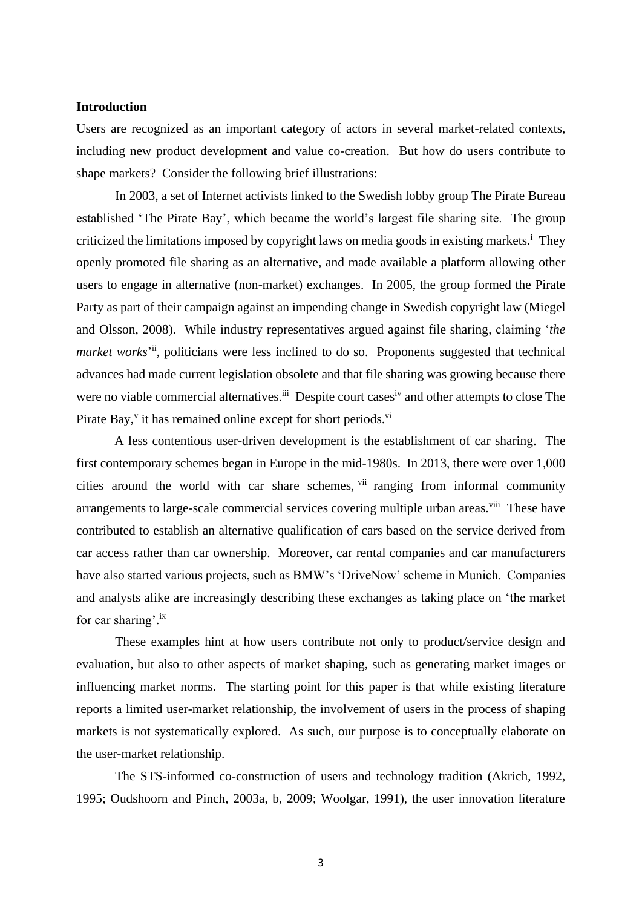**Introduction**

Users are recognized as an important category of actors in several market-related contexts, including new product development and value co-creation. But how do users contribute to shape markets? Consider the following brief illustrations:

In 2003, a set of Internet activists linked to the Swedish lobby group The Pirate Bureau established 'The Pirate Bay', which became the world's largest file sharing site. The group criticized the limitations imposed by copyright laws on media goods in existing markets.[i] They openly promoted file sharing as an alternative, and made available a platform allowing other users to engage in alternative (non-market) exchanges. In 2005, the group formed the Pirate Party as part of their campaign against an impending change in Swedish copyright law (Miegel and Olsson, 2008). While industry representatives argued against file sharing, claiming '*the market works*'[ii], politicians were less inclined to do so. Proponents suggested that technical advances had made current legislation obsolete and that file sharing was growing because there were no viable commercial alternatives.[iii] Despite court cases[iv] and other attempts to close The Pirate Bay,[v] it has remained online except for short periods.[vi]

A less contentious user-driven development is the establishment of car sharing. The first contemporary schemes began in Europe in the mid-1980s. In 2013, there were over 1,000 cities around the world with car share schemes,[vii] ranging from informal community arrangements to large-scale commercial services covering multiple urban areas.[viii] These have contributed to establish an alternative qualification of cars based on the service derived from car access rather than car ownership. Moreover, car rental companies and car manufacturers have also started various projects, such as BMW's 'DriveNow' scheme in Munich. Companies and analysts alike are increasingly describing these exchanges as taking place on 'the market for car sharing'.[ix]

These examples hint at how users contribute not only to product/service design and evaluation, but also to other aspects of market shaping, such as generating market images or influencing market norms. The starting point for this paper is that while existing literature reports a limited user-market relationship, the involvement of users in the process of shaping markets is not systematically explored. As such, our purpose is to conceptually elaborate on the user-market relationship.

The STS-informed co-construction of users and technology tradition (Akrich, 1992, 1995; Oudshoorn and Pinch, 2003a, b, 2009; Woolgar, 1991), the user innovation literature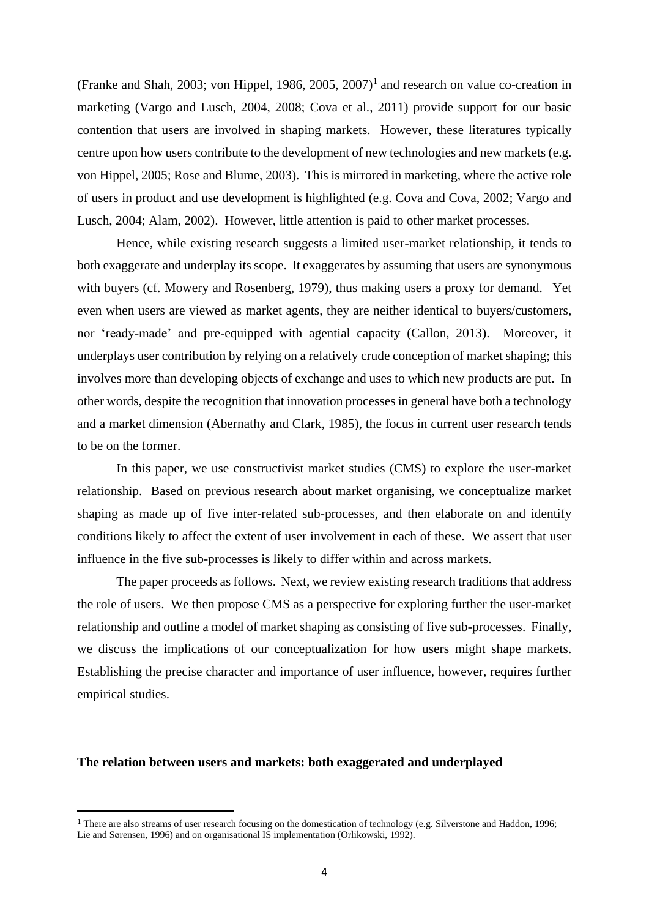(Franke and Shah, 2003; von Hippel, 1986, 2005, 2007)[1] and research on value co-creation in marketing (Vargo and Lusch, 2004, 2008; Cova et al., 2011) provide support for our basic contention that users are involved in shaping markets. However, these literatures typically centre upon how users contribute to the development of new technologies and new markets (e.g. von Hippel, 2005; Rose and Blume, 2003). This is mirrored in marketing, where the active role of users in product and use development is highlighted (e.g. Cova and Cova, 2002; Vargo and Lusch, 2004; Alam, 2002). However, little attention is paid to other market processes.

Hence, while existing research suggests a limited user-market relationship, it tends to both exaggerate and underplay its scope. It exaggerates by assuming that users are synonymous with buyers (cf. Mowery and Rosenberg, 1979), thus making users a proxy for demand. Yet even when users are viewed as market agents, they are neither identical to buyers/customers, nor 'ready-made' and pre-equipped with agential capacity (Callon, 2013). Moreover, it underplays user contribution by relying on a relatively crude conception of market shaping; this involves more than developing objects of exchange and uses to which new products are put. In other words, despite the recognition that innovation processes in general have both a technology and a market dimension (Abernathy and Clark, 1985), the focus in current user research tends to be on the former.

In this paper, we use constructivist market studies (CMS) to explore the user-market relationship. Based on previous research about market organising, we conceptualize market shaping as made up of five inter-related sub-processes, and then elaborate on and identify conditions likely to affect the extent of user involvement in each of these. We assert that user influence in the five sub-processes is likely to differ within and across markets.

The paper proceeds as follows. Next, we review existing research traditions that address the role of users. We then propose CMS as a perspective for exploring further the user-market relationship and outline a model of market shaping as consisting of five sub-processes. Finally, we discuss the implications of our conceptualization for how users might shape markets. Establishing the precise character and importance of user influence, however, requires further empirical studies.

## The relation between users and markets: both exaggerated and underplayed

[1] There are also streams of user research focusing on the domestication of technology (e.g. Silverstone and Haddon, 1996; Lie and Sørensen, 1996) and on organisational IS implementation (Orlikowski, 1992).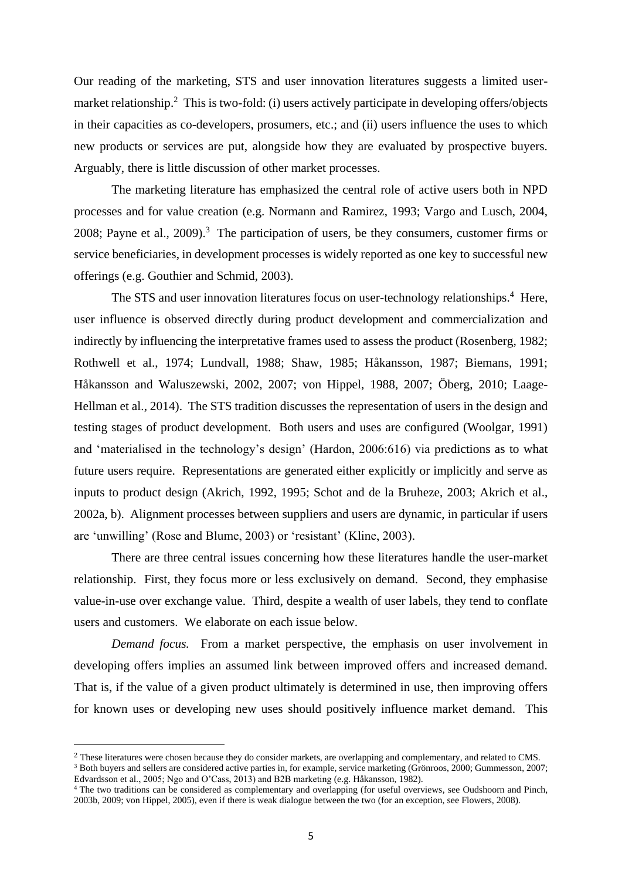Our reading of the marketing, STS and user innovation literatures suggests a limited user-market relationship.[2] This is two-fold: (i) users actively participate in developing offers/objects in their capacities as co-developers, prosumers, etc.; and (ii) users influence the uses to which new products or services are put, alongside how they are evaluated by prospective buyers. Arguably, there is little discussion of other market processes.

The marketing literature has emphasized the central role of active users both in NPD processes and for value creation (e.g. Normann and Ramirez, 1993; Vargo and Lusch, 2004, 2008; Payne et al., 2009).[3] The participation of users, be they consumers, customer firms or service beneficiaries, in development processes is widely reported as one key to successful new offerings (e.g. Gouthier and Schmid, 2003).

The STS and user innovation literatures focus on user-technology relationships.[4] Here, user influence is observed directly during product development and commercialization and indirectly by influencing the interpretative frames used to assess the product (Rosenberg, 1982; Rothwell et al., 1974; Lundvall, 1988; Shaw, 1985; Håkansson, 1987; Biemans, 1991; Håkansson and Waluszewski, 2002, 2007; von Hippel, 1988, 2007; Öberg, 2010; Laage-Hellman et al., 2014). The STS tradition discusses the representation of users in the design and testing stages of product development. Both users and uses are configured (Woolgar, 1991) and 'materialised in the technology's design' (Hardon, 2006:616) via predictions as to what future users require. Representations are generated either explicitly or implicitly and serve as inputs to product design (Akrich, 1992, 1995; Schot and de la Bruheze, 2003; Akrich et al., 2002a, b). Alignment processes between suppliers and users are dynamic, in particular if users are 'unwilling' (Rose and Blume, 2003) or 'resistant' (Kline, 2003).

There are three central issues concerning how these literatures handle the user-market relationship. First, they focus more or less exclusively on demand. Second, they emphasise value-in-use over exchange value. Third, despite a wealth of user labels, they tend to conflate users and customers. We elaborate on each issue below.

*Demand focus.* From a market perspective, the emphasis on user involvement in developing offers implies an assumed link between improved offers and increased demand. That is, if the value of a given product ultimately is determined in use, then improving offers for known uses or developing new uses should positively influence market demand. This

---

[2] These literatures were chosen because they do consider markets, are overlapping and complementary, and related to CMS.

[3] Both buyers and sellers are considered active parties in, for example, service marketing (Grönroos, 2000; Gummesson, 2007; Edvardsson et al., 2005; Ngo and O'Cass, 2013) and B2B marketing (e.g. Håkansson, 1982).

[4] The two traditions can be considered as complementary and overlapping (for useful overviews, see Oudshoorn and Pinch, 2003b, 2009; von Hippel, 2005), even if there is weak dialogue between the two (for an exception, see Flowers, 2008).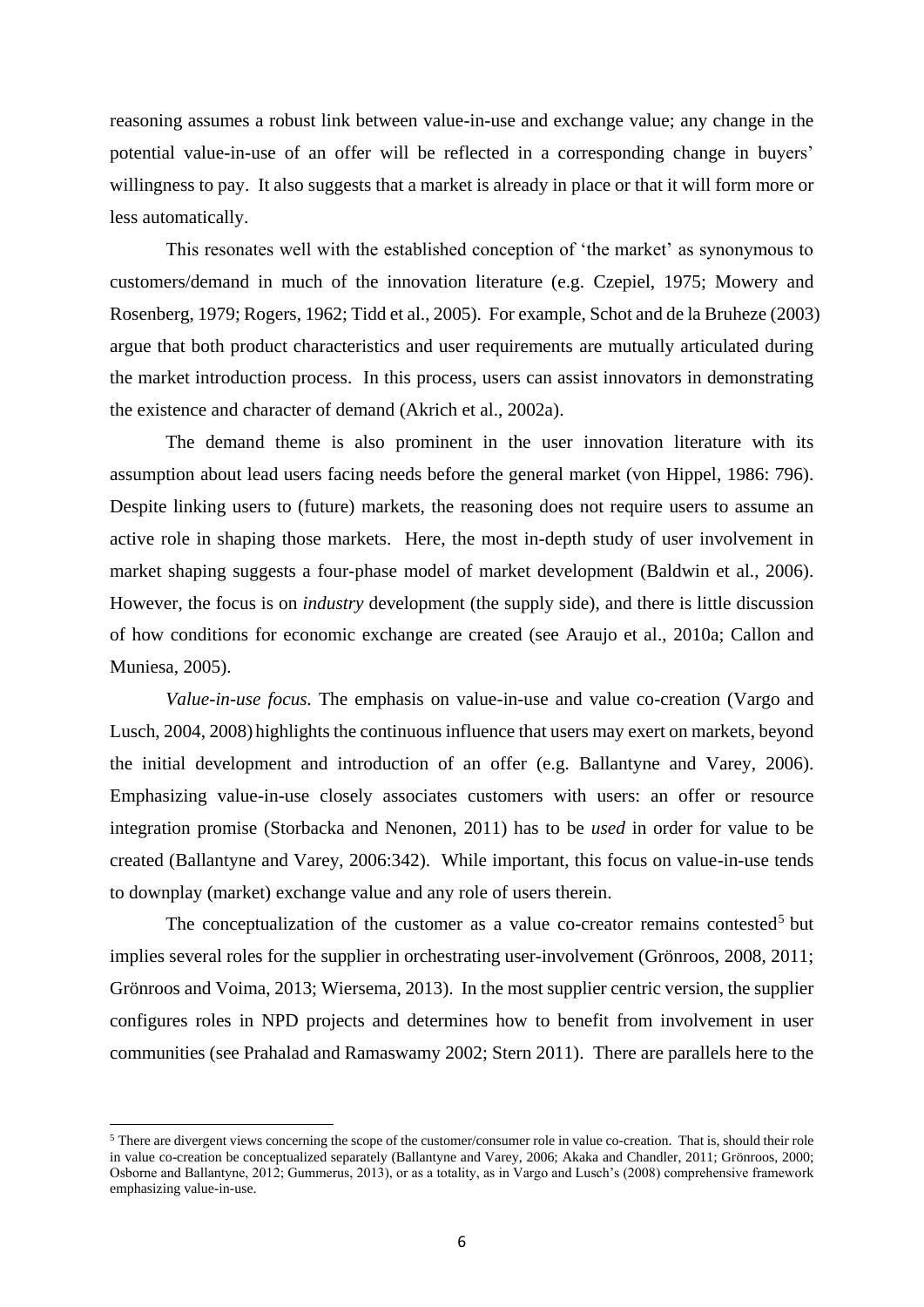reasoning assumes a robust link between value-in-use and exchange value; any change in the potential value-in-use of an offer will be reflected in a corresponding change in buyers' willingness to pay. It also suggests that a market is already in place or that it will form more or less automatically.

This resonates well with the established conception of 'the market' as synonymous to customers/demand in much of the innovation literature (e.g. Czepiel, 1975; Mowery and Rosenberg, 1979; Rogers, 1962; Tidd et al., 2005). For example, Schot and de la Bruheze (2003) argue that both product characteristics and user requirements are mutually articulated during the market introduction process. In this process, users can assist innovators in demonstrating the existence and character of demand (Akrich et al., 2002a).

The demand theme is also prominent in the user innovation literature with its assumption about lead users facing needs before the general market (von Hippel, 1986: 796). Despite linking users to (future) markets, the reasoning does not require users to assume an active role in shaping those markets. Here, the most in-depth study of user involvement in market shaping suggests a four-phase model of market development (Baldwin et al., 2006). However, the focus is on *industry* development (the supply side), and there is little discussion of how conditions for economic exchange are created (see Araujo et al., 2010a; Callon and Muniesa, 2005).

*Value-in-use focus.* The emphasis on value-in-use and value co-creation (Vargo and Lusch, 2004, 2008) highlights the continuous influence that users may exert on markets, beyond the initial development and introduction of an offer (e.g. Ballantyne and Varey, 2006). Emphasizing value-in-use closely associates customers with users: an offer or resource integration promise (Storbacka and Nenonen, 2011) has to be *used* in order for value to be created (Ballantyne and Varey, 2006:342). While important, this focus on value-in-use tends to downplay (market) exchange value and any role of users therein.

The conceptualization of the customer as a value co-creator remains contested[5] but implies several roles for the supplier in orchestrating user-involvement (Grönroos, 2008, 2011; Grönroos and Voima, 2013; Wiersema, 2013). In the most supplier centric version, the supplier configures roles in NPD projects and determines how to benefit from involvement in user communities (see Prahalad and Ramaswamy 2002; Stern 2011). There are parallels here to the

[5] There are divergent views concerning the scope of the customer/consumer role in value co-creation. That is, should their role in value co-creation be conceptualized separately (Ballantyne and Varey, 2006; Akaka and Chandler, 2011; Grönroos, 2000; Osborne and Ballantyne, 2012; Gummerus, 2013), or as a totality, as in Vargo and Lusch's (2008) comprehensive framework emphasizing value-in-use.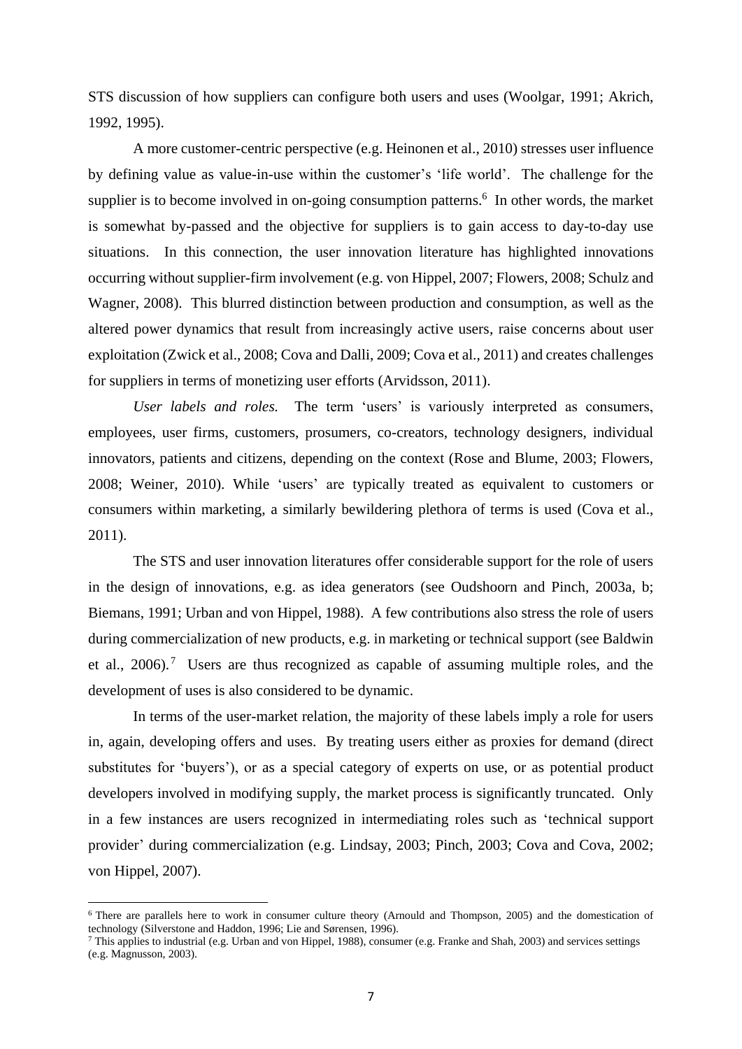STS discussion of how suppliers can configure both users and uses (Woolgar, 1991; Akrich, 1992, 1995).

A more customer-centric perspective (e.g. Heinonen et al., 2010) stresses user influence by defining value as value-in-use within the customer's 'life world'. The challenge for the supplier is to become involved in on-going consumption patterns.[6] In other words, the market is somewhat by-passed and the objective for suppliers is to gain access to day-to-day use situations. In this connection, the user innovation literature has highlighted innovations occurring without supplier-firm involvement (e.g. von Hippel, 2007; Flowers, 2008; Schulz and Wagner, 2008). This blurred distinction between production and consumption, as well as the altered power dynamics that result from increasingly active users, raise concerns about user exploitation (Zwick et al., 2008; Cova and Dalli, 2009; Cova et al., 2011) and creates challenges for suppliers in terms of monetizing user efforts (Arvidsson, 2011).

*User labels and roles.* The term 'users' is variously interpreted as consumers, employees, user firms, customers, prosumers, co-creators, technology designers, individual innovators, patients and citizens, depending on the context (Rose and Blume, 2003; Flowers, 2008; Weiner, 2010). While 'users' are typically treated as equivalent to customers or consumers within marketing, a similarly bewildering plethora of terms is used (Cova et al., 2011).

The STS and user innovation literatures offer considerable support for the role of users in the design of innovations, e.g. as idea generators (see Oudshoorn and Pinch, 2003a, b; Biemans, 1991; Urban and von Hippel, 1988). A few contributions also stress the role of users during commercialization of new products, e.g. in marketing or technical support (see Baldwin et al., 2006).[7] Users are thus recognized as capable of assuming multiple roles, and the development of uses is also considered to be dynamic.

In terms of the user-market relation, the majority of these labels imply a role for users in, again, developing offers and uses. By treating users either as proxies for demand (direct substitutes for 'buyers'), or as a special category of experts on use, or as potential product developers involved in modifying supply, the market process is significantly truncated. Only in a few instances are users recognized in intermediating roles such as 'technical support provider' during commercialization (e.g. Lindsay, 2003; Pinch, 2003; Cova and Cova, 2002; von Hippel, 2007).

---

[6] There are parallels here to work in consumer culture theory (Arnould and Thompson, 2005) and the domestication of technology (Silverstone and Haddon, 1996; Lie and Sørensen, 1996).

[7] This applies to industrial (e.g. Urban and von Hippel, 1988), consumer (e.g. Franke and Shah, 2003) and services settings (e.g. Magnusson, 2003).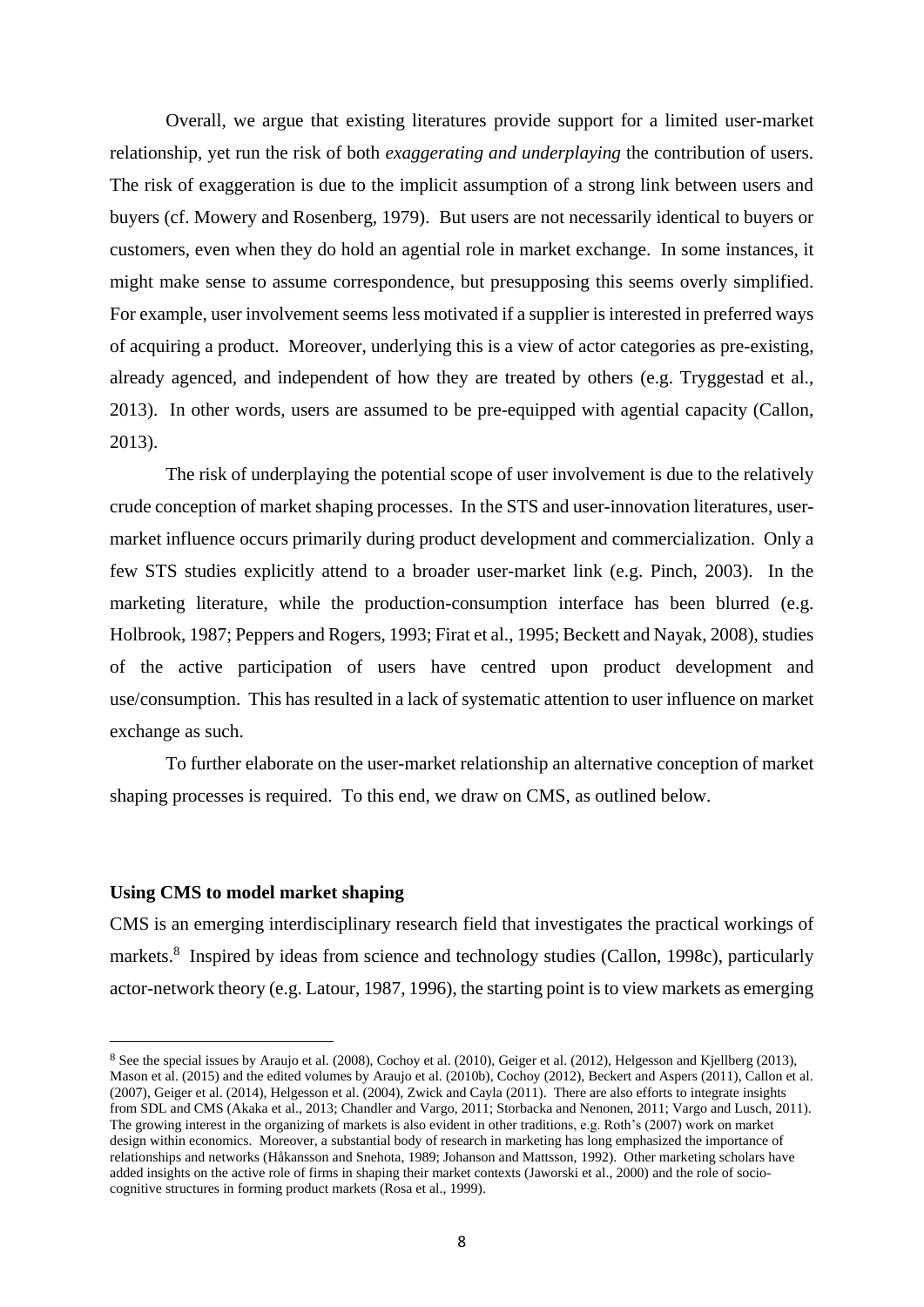Overall, we argue that existing literatures provide support for a limited user-market relationship, yet run the risk of both *exaggerating and underplaying* the contribution of users. The risk of exaggeration is due to the implicit assumption of a strong link between users and buyers (cf. Mowery and Rosenberg, 1979). But users are not necessarily identical to buyers or customers, even when they do hold an agential role in market exchange. In some instances, it might make sense to assume correspondence, but presupposing this seems overly simplified. For example, user involvement seems less motivated if a supplier is interested in preferred ways of acquiring a product. Moreover, underlying this is a view of actor categories as pre-existing, already agenced, and independent of how they are treated by others (e.g. Tryggestad et al., 2013). In other words, users are assumed to be pre-equipped with agential capacity (Callon, 2013).

The risk of underplaying the potential scope of user involvement is due to the relatively crude conception of market shaping processes. In the STS and user-innovation literatures, user-market influence occurs primarily during product development and commercialization. Only a few STS studies explicitly attend to a broader user-market link (e.g. Pinch, 2003). In the marketing literature, while the production-consumption interface has been blurred (e.g. Holbrook, 1987; Peppers and Rogers, 1993; Firat et al., 1995; Beckett and Nayak, 2008), studies of the active participation of users have centred upon product development and use/consumption. This has resulted in a lack of systematic attention to user influence on market exchange as such.

To further elaborate on the user-market relationship an alternative conception of market shaping processes is required. To this end, we draw on CMS, as outlined below.

**Using CMS to model market shaping**

CMS is an emerging interdisciplinary research field that investigates the practical workings of markets.[8] Inspired by ideas from science and technology studies (Callon, 1998c), particularly actor-network theory (e.g. Latour, 1987, 1996), the starting point is to view markets as emerging

[8] See the special issues by Araujo et al. (2008), Cochoy et al. (2010), Geiger et al. (2012), Helgesson and Kjellberg (2013), Mason et al. (2015) and the edited volumes by Araujo et al. (2010b), Cochoy (2012), Beckert and Aspers (2011), Callon et al. (2007), Geiger et al. (2014), Helgesson et al. (2004), Zwick and Cayla (2011). There are also efforts to integrate insights from SDL and CMS (Akaka et al., 2013; Chandler and Vargo, 2011; Storbacka and Nenonen, 2011; Vargo and Lusch, 2011). The growing interest in the organizing of markets is also evident in other traditions, e.g. Roth's (2007) work on market design within economics. Moreover, a substantial body of research in marketing has long emphasized the importance of relationships and networks (Håkansson and Snehota, 1989; Johanson and Mattsson, 1992). Other marketing scholars have added insights on the active role of firms in shaping their market contexts (Jaworski et al., 2000) and the role of socio-cognitive structures in forming product markets (Rosa et al., 1999).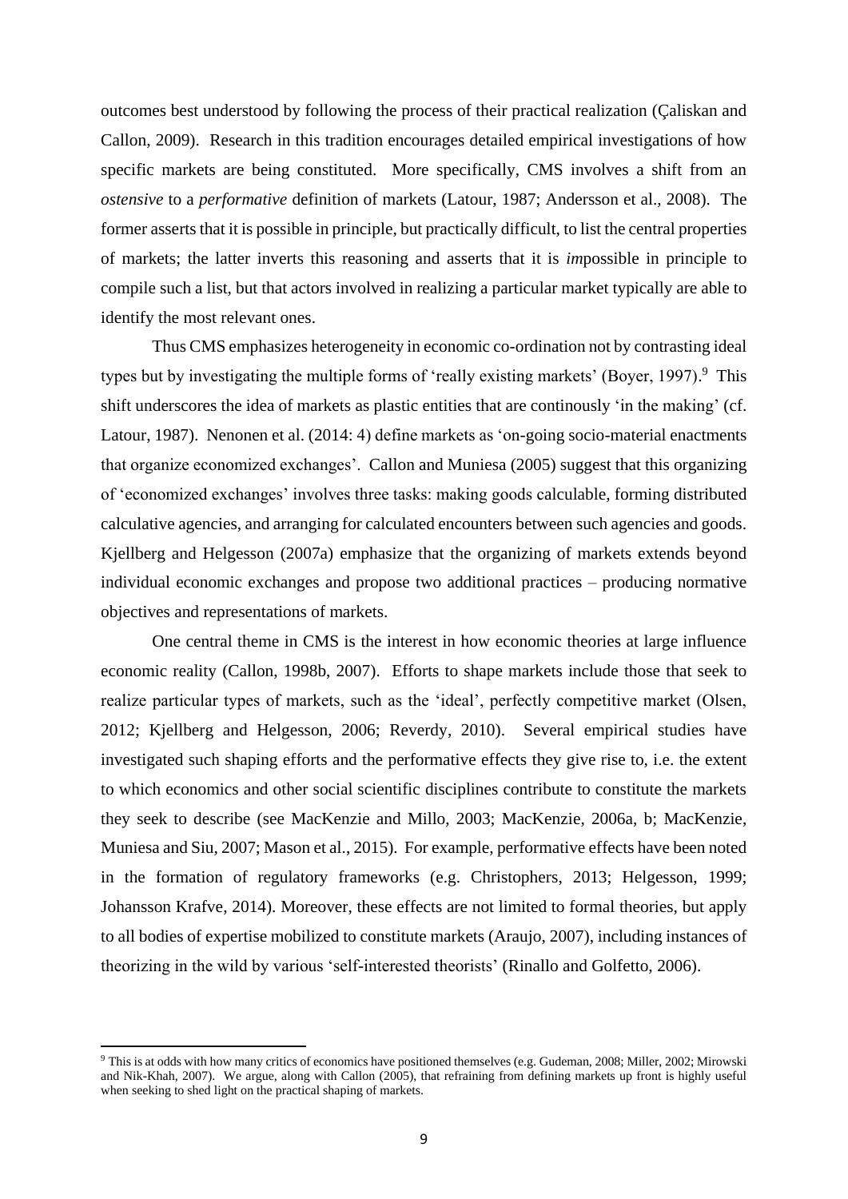outcomes best understood by following the process of their practical realization (Çaliskan and Callon, 2009). Research in this tradition encourages detailed empirical investigations of how specific markets are being constituted. More specifically, CMS involves a shift from an *ostensive* to a *performative* definition of markets (Latour, 1987; Andersson et al., 2008). The former asserts that it is possible in principle, but practically difficult, to list the central properties of markets; the latter inverts this reasoning and asserts that it is *im*possible in principle to compile such a list, but that actors involved in realizing a particular market typically are able to identify the most relevant ones.

Thus CMS emphasizes heterogeneity in economic co-ordination not by contrasting ideal types but by investigating the multiple forms of 'really existing markets' (Boyer, 1997).[9] This shift underscores the idea of markets as plastic entities that are continously 'in the making' (cf. Latour, 1987). Nenonen et al. (2014: 4) define markets as 'on-going socio-material enactments that organize economized exchanges'. Callon and Muniesa (2005) suggest that this organizing of 'economized exchanges' involves three tasks: making goods calculable, forming distributed calculative agencies, and arranging for calculated encounters between such agencies and goods. Kjellberg and Helgesson (2007a) emphasize that the organizing of markets extends beyond individual economic exchanges and propose two additional practices – producing normative objectives and representations of markets.

One central theme in CMS is the interest in how economic theories at large influence economic reality (Callon, 1998b, 2007). Efforts to shape markets include those that seek to realize particular types of markets, such as the 'ideal', perfectly competitive market (Olsen, 2012; Kjellberg and Helgesson, 2006; Reverdy, 2010). Several empirical studies have investigated such shaping efforts and the performative effects they give rise to, i.e. the extent to which economics and other social scientific disciplines contribute to constitute the markets they seek to describe (see MacKenzie and Millo, 2003; MacKenzie, 2006a, b; MacKenzie, Muniesa and Siu, 2007; Mason et al., 2015). For example, performative effects have been noted in the formation of regulatory frameworks (e.g. Christophers, 2013; Helgesson, 1999; Johansson Krafve, 2014). Moreover, these effects are not limited to formal theories, but apply to all bodies of expertise mobilized to constitute markets (Araujo, 2007), including instances of theorizing in the wild by various 'self-interested theorists' (Rinallo and Golfetto, 2006).

[9] This is at odds with how many critics of economics have positioned themselves (e.g. Gudeman, 2008; Miller, 2002; Mirowski and Nik-Khah, 2007). We argue, along with Callon (2005), that refraining from defining markets up front is highly useful when seeking to shed light on the practical shaping of markets.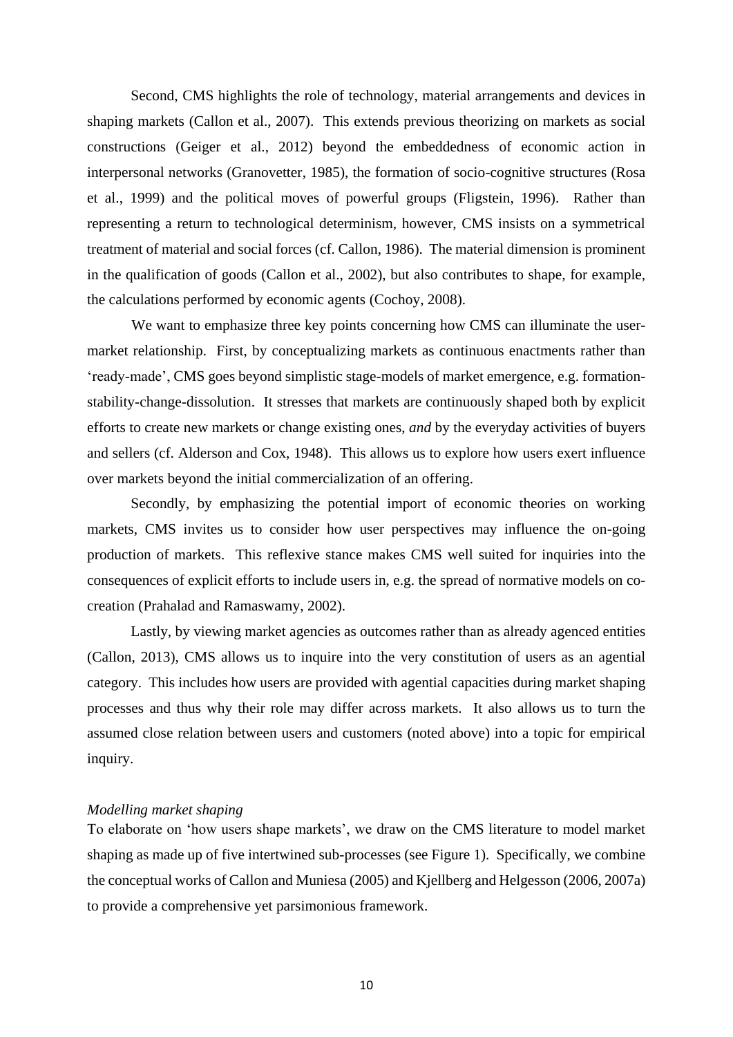Second, CMS highlights the role of technology, material arrangements and devices in shaping markets (Callon et al., 2007). This extends previous theorizing on markets as social constructions (Geiger et al., 2012) beyond the embeddedness of economic action in interpersonal networks (Granovetter, 1985), the formation of socio-cognitive structures (Rosa et al., 1999) and the political moves of powerful groups (Fligstein, 1996). Rather than representing a return to technological determinism, however, CMS insists on a symmetrical treatment of material and social forces (cf. Callon, 1986). The material dimension is prominent in the qualification of goods (Callon et al., 2002), but also contributes to shape, for example, the calculations performed by economic agents (Cochoy, 2008).

We want to emphasize three key points concerning how CMS can illuminate the user-market relationship. First, by conceptualizing markets as continuous enactments rather than 'ready-made', CMS goes beyond simplistic stage-models of market emergence, e.g. formation-stability-change-dissolution. It stresses that markets are continuously shaped both by explicit efforts to create new markets or change existing ones, *and* by the everyday activities of buyers and sellers (cf. Alderson and Cox, 1948). This allows us to explore how users exert influence over markets beyond the initial commercialization of an offering.

Secondly, by emphasizing the potential import of economic theories on working markets, CMS invites us to consider how user perspectives may influence the on-going production of markets. This reflexive stance makes CMS well suited for inquiries into the consequences of explicit efforts to include users in, e.g. the spread of normative models on co-creation (Prahalad and Ramaswamy, 2002).

Lastly, by viewing market agencies as outcomes rather than as already agenced entities (Callon, 2013), CMS allows us to inquire into the very constitution of users as an agential category. This includes how users are provided with agential capacities during market shaping processes and thus why their role may differ across markets. It also allows us to turn the assumed close relation between users and customers (noted above) into a topic for empirical inquiry.

*Modelling market shaping*

To elaborate on 'how users shape markets', we draw on the CMS literature to model market shaping as made up of five intertwined sub-processes (see Figure 1). Specifically, we combine the conceptual works of Callon and Muniesa (2005) and Kjellberg and Helgesson (2006, 2007a) to provide a comprehensive yet parsimonious framework.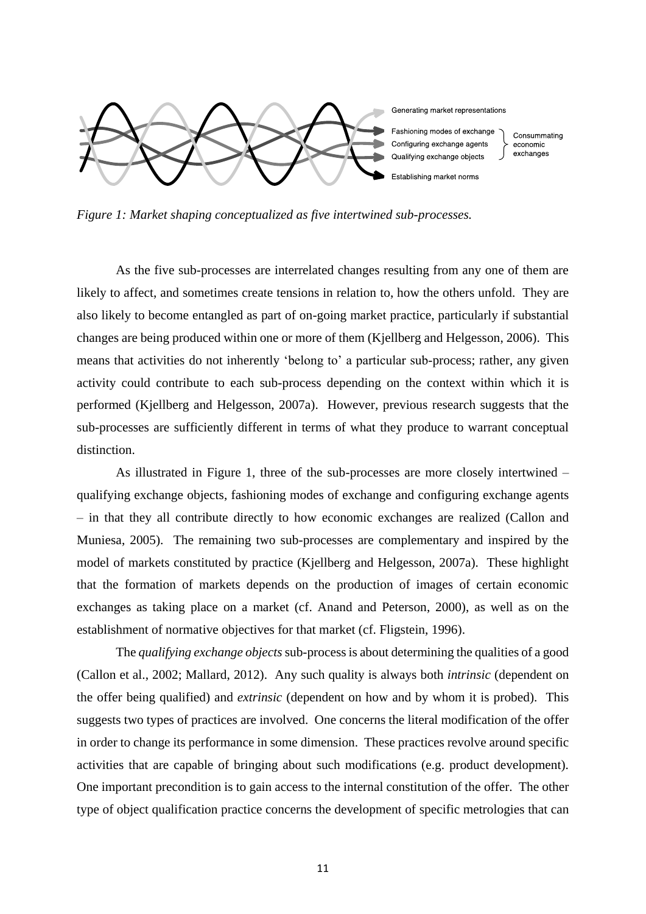Generating market representations

Fashioning modes of exchange
Configuring exchange agents
Qualifying exchange objects

Consummating economic exchanges

Establishing market norms

*Figure 1: Market shaping conceptualized as five intertwined sub-processes.*

As the five sub-processes are interrelated changes resulting from any one of them are likely to affect, and sometimes create tensions in relation to, how the others unfold. They are also likely to become entangled as part of on-going market practice, particularly if substantial changes are being produced within one or more of them (Kjellberg and Helgesson, 2006). This means that activities do not inherently 'belong to' a particular sub-process; rather, any given activity could contribute to each sub-process depending on the context within which it is performed (Kjellberg and Helgesson, 2007a). However, previous research suggests that the sub-processes are sufficiently different in terms of what they produce to warrant conceptual distinction.

As illustrated in Figure 1, three of the sub-processes are more closely intertwined – qualifying exchange objects, fashioning modes of exchange and configuring exchange agents – in that they all contribute directly to how economic exchanges are realized (Callon and Muniesa, 2005). The remaining two sub-processes are complementary and inspired by the model of markets constituted by practice (Kjellberg and Helgesson, 2007a). These highlight that the formation of markets depends on the production of images of certain economic exchanges as taking place on a market (cf. Anand and Peterson, 2000), as well as on the establishment of normative objectives for that market (cf. Fligstein, 1996).

The *qualifying exchange objects* sub-process is about determining the qualities of a good (Callon et al., 2002; Mallard, 2012). Any such quality is always both *intrinsic* (dependent on the offer being qualified) and *extrinsic* (dependent on how and by whom it is probed). This suggests two types of practices are involved. One concerns the literal modification of the offer in order to change its performance in some dimension. These practices revolve around specific activities that are capable of bringing about such modifications (e.g. product development). One important precondition is to gain access to the internal constitution of the offer. The other type of object qualification practice concerns the development of specific metrologies that can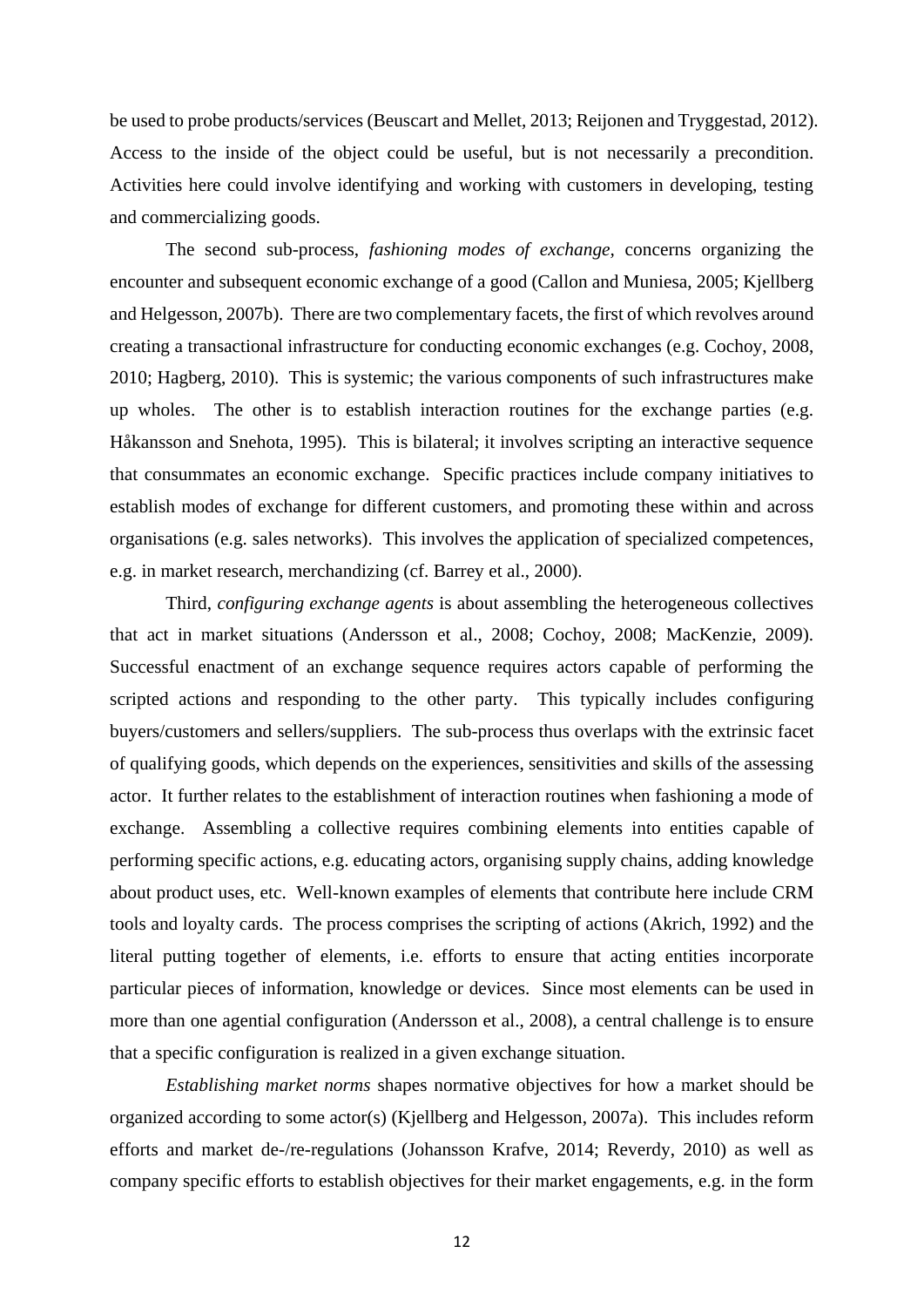be used to probe products/services (Beuscart and Mellet, 2013; Reijonen and Tryggestad, 2012). Access to the inside of the object could be useful, but is not necessarily a precondition. Activities here could involve identifying and working with customers in developing, testing and commercializing goods.

The second sub-process, *fashioning modes of exchange*, concerns organizing the encounter and subsequent economic exchange of a good (Callon and Muniesa, 2005; Kjellberg and Helgesson, 2007b). There are two complementary facets, the first of which revolves around creating a transactional infrastructure for conducting economic exchanges (e.g. Cochoy, 2008, 2010; Hagberg, 2010). This is systemic; the various components of such infrastructures make up wholes. The other is to establish interaction routines for the exchange parties (e.g. Håkansson and Snehota, 1995). This is bilateral; it involves scripting an interactive sequence that consummates an economic exchange. Specific practices include company initiatives to establish modes of exchange for different customers, and promoting these within and across organisations (e.g. sales networks). This involves the application of specialized competences, e.g. in market research, merchandizing (cf. Barrey et al., 2000).

Third, *configuring exchange agents* is about assembling the heterogeneous collectives that act in market situations (Andersson et al., 2008; Cochoy, 2008; MacKenzie, 2009). Successful enactment of an exchange sequence requires actors capable of performing the scripted actions and responding to the other party. This typically includes configuring buyers/customers and sellers/suppliers. The sub-process thus overlaps with the extrinsic facet of qualifying goods, which depends on the experiences, sensitivities and skills of the assessing actor. It further relates to the establishment of interaction routines when fashioning a mode of exchange. Assembling a collective requires combining elements into entities capable of performing specific actions, e.g. educating actors, organising supply chains, adding knowledge about product uses, etc. Well-known examples of elements that contribute here include CRM tools and loyalty cards. The process comprises the scripting of actions (Akrich, 1992) and the literal putting together of elements, i.e. efforts to ensure that acting entities incorporate particular pieces of information, knowledge or devices. Since most elements can be used in more than one agential configuration (Andersson et al., 2008), a central challenge is to ensure that a specific configuration is realized in a given exchange situation.

*Establishing market norms* shapes normative objectives for how a market should be organized according to some actor(s) (Kjellberg and Helgesson, 2007a). This includes reform efforts and market de-/re-regulations (Johansson Krafve, 2014; Reverdy, 2010) as well as company specific efforts to establish objectives for their market engagements, e.g. in the form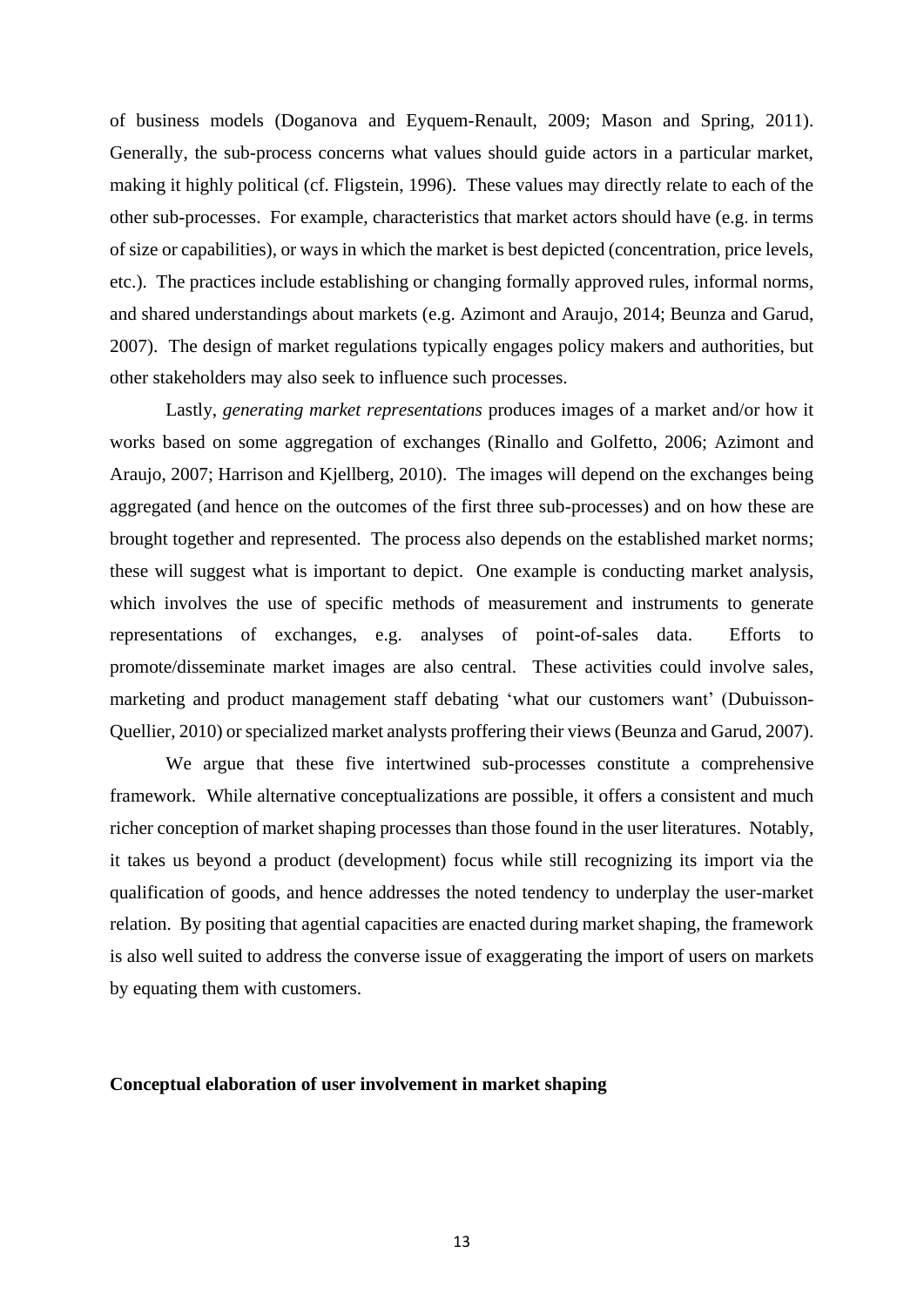of business models (Doganova and Eyquem-Renault, 2009; Mason and Spring, 2011). Generally, the sub-process concerns what values should guide actors in a particular market, making it highly political (cf. Fligstein, 1996). These values may directly relate to each of the other sub-processes. For example, characteristics that market actors should have (e.g. in terms of size or capabilities), or ways in which the market is best depicted (concentration, price levels, etc.). The practices include establishing or changing formally approved rules, informal norms, and shared understandings about markets (e.g. Azimont and Araujo, 2014; Beunza and Garud, 2007). The design of market regulations typically engages policy makers and authorities, but other stakeholders may also seek to influence such processes.

Lastly, *generating market representations* produces images of a market and/or how it works based on some aggregation of exchanges (Rinallo and Golfetto, 2006; Azimont and Araujo, 2007; Harrison and Kjellberg, 2010). The images will depend on the exchanges being aggregated (and hence on the outcomes of the first three sub-processes) and on how these are brought together and represented. The process also depends on the established market norms; these will suggest what is important to depict. One example is conducting market analysis, which involves the use of specific methods of measurement and instruments to generate representations of exchanges, e.g. analyses of point-of-sales data. Efforts to promote/disseminate market images are also central. These activities could involve sales, marketing and product management staff debating 'what our customers want' (Dubuisson-Quellier, 2010) or specialized market analysts proffering their views (Beunza and Garud, 2007).

We argue that these five intertwined sub-processes constitute a comprehensive framework. While alternative conceptualizations are possible, it offers a consistent and much richer conception of market shaping processes than those found in the user literatures. Notably, it takes us beyond a product (development) focus while still recognizing its import via the qualification of goods, and hence addresses the noted tendency to underplay the user-market relation. By positing that agential capacities are enacted during market shaping, the framework is also well suited to address the converse issue of exaggerating the import of users on markets by equating them with customers.

## Conceptual elaboration of user involvement in market shaping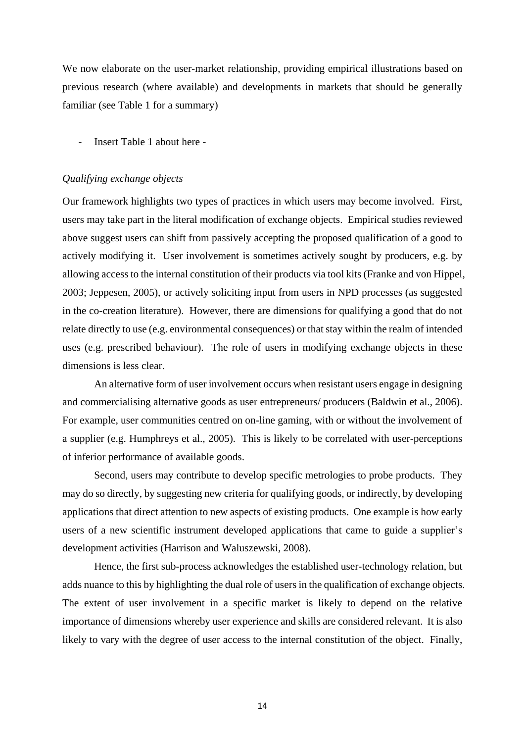We now elaborate on the user-market relationship, providing empirical illustrations based on previous research (where available) and developments in markets that should be generally familiar (see Table 1 for a summary)

- Insert Table 1 about here -

*Qualifying exchange objects*

Our framework highlights two types of practices in which users may become involved. First, users may take part in the literal modification of exchange objects. Empirical studies reviewed above suggest users can shift from passively accepting the proposed qualification of a good to actively modifying it. User involvement is sometimes actively sought by producers, e.g. by allowing access to the internal constitution of their products via tool kits (Franke and von Hippel, 2003; Jeppesen, 2005), or actively soliciting input from users in NPD processes (as suggested in the co-creation literature). However, there are dimensions for qualifying a good that do not relate directly to use (e.g. environmental consequences) or that stay within the realm of intended uses (e.g. prescribed behaviour). The role of users in modifying exchange objects in these dimensions is less clear.

An alternative form of user involvement occurs when resistant users engage in designing and commercialising alternative goods as user entrepreneurs/ producers (Baldwin et al., 2006). For example, user communities centred on on-line gaming, with or without the involvement of a supplier (e.g. Humphreys et al., 2005). This is likely to be correlated with user-perceptions of inferior performance of available goods.

Second, users may contribute to develop specific metrologies to probe products. They may do so directly, by suggesting new criteria for qualifying goods, or indirectly, by developing applications that direct attention to new aspects of existing products. One example is how early users of a new scientific instrument developed applications that came to guide a supplier's development activities (Harrison and Waluszewski, 2008).

Hence, the first sub-process acknowledges the established user-technology relation, but adds nuance to this by highlighting the dual role of users in the qualification of exchange objects. The extent of user involvement in a specific market is likely to depend on the relative importance of dimensions whereby user experience and skills are considered relevant. It is also likely to vary with the degree of user access to the internal constitution of the object. Finally,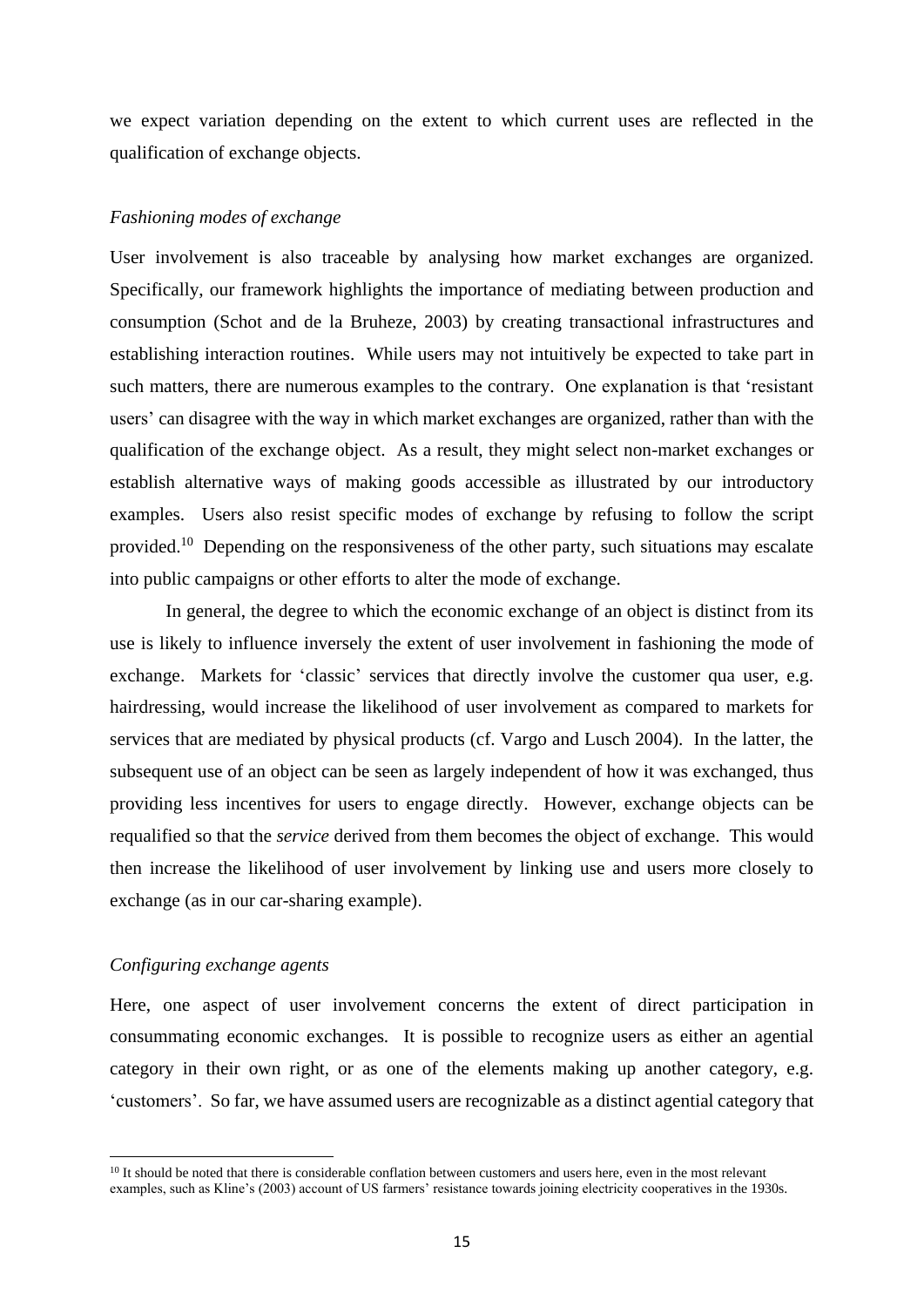we expect variation depending on the extent to which current uses are reflected in the qualification of exchange objects.

### *Fashioning modes of exchange*

User involvement is also traceable by analysing how market exchanges are organized. Specifically, our framework highlights the importance of mediating between production and consumption (Schot and de la Bruheze, 2003) by creating transactional infrastructures and establishing interaction routines. While users may not intuitively be expected to take part in such matters, there are numerous examples to the contrary. One explanation is that 'resistant users' can disagree with the way in which market exchanges are organized, rather than with the qualification of the exchange object. As a result, they might select non-market exchanges or establish alternative ways of making goods accessible as illustrated by our introductory examples. Users also resist specific modes of exchange by refusing to follow the script provided.[10] Depending on the responsiveness of the other party, such situations may escalate into public campaigns or other efforts to alter the mode of exchange.

In general, the degree to which the economic exchange of an object is distinct from its use is likely to influence inversely the extent of user involvement in fashioning the mode of exchange. Markets for 'classic' services that directly involve the customer qua user, e.g. hairdressing, would increase the likelihood of user involvement as compared to markets for services that are mediated by physical products (cf. Vargo and Lusch 2004). In the latter, the subsequent use of an object can be seen as largely independent of how it was exchanged, thus providing less incentives for users to engage directly. However, exchange objects can be requalified so that the *service* derived from them becomes the object of exchange. This would then increase the likelihood of user involvement by linking use and users more closely to exchange (as in our car-sharing example).

### *Configuring exchange agents*

Here, one aspect of user involvement concerns the extent of direct participation in consummating economic exchanges. It is possible to recognize users as either an agential category in their own right, or as one of the elements making up another category, e.g. 'customers'. So far, we have assumed users are recognizable as a distinct agential category that

[10] It should be noted that there is considerable conflation between customers and users here, even in the most relevant examples, such as Kline's (2003) account of US farmers' resistance towards joining electricity cooperatives in the 1930s.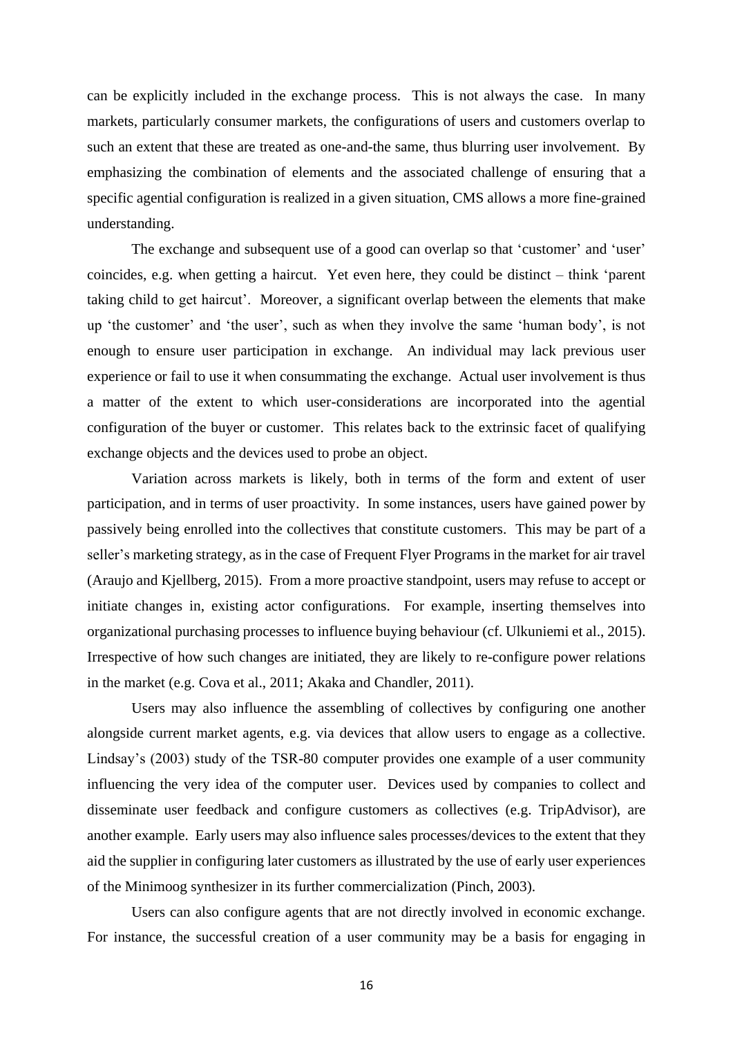can be explicitly included in the exchange process. This is not always the case. In many markets, particularly consumer markets, the configurations of users and customers overlap to such an extent that these are treated as one-and-the same, thus blurring user involvement. By emphasizing the combination of elements and the associated challenge of ensuring that a specific agential configuration is realized in a given situation, CMS allows a more fine-grained understanding.

The exchange and subsequent use of a good can overlap so that 'customer' and 'user' coincides, e.g. when getting a haircut. Yet even here, they could be distinct – think 'parent taking child to get haircut'. Moreover, a significant overlap between the elements that make up 'the customer' and 'the user', such as when they involve the same 'human body', is not enough to ensure user participation in exchange. An individual may lack previous user experience or fail to use it when consummating the exchange. Actual user involvement is thus a matter of the extent to which user-considerations are incorporated into the agential configuration of the buyer or customer. This relates back to the extrinsic facet of qualifying exchange objects and the devices used to probe an object.

Variation across markets is likely, both in terms of the form and extent of user participation, and in terms of user proactivity. In some instances, users have gained power by passively being enrolled into the collectives that constitute customers. This may be part of a seller's marketing strategy, as in the case of Frequent Flyer Programs in the market for air travel (Araujo and Kjellberg, 2015). From a more proactive standpoint, users may refuse to accept or initiate changes in, existing actor configurations. For example, inserting themselves into organizational purchasing processes to influence buying behaviour (cf. Ulkuniemi et al., 2015). Irrespective of how such changes are initiated, they are likely to re-configure power relations in the market (e.g. Cova et al., 2011; Akaka and Chandler, 2011).

Users may also influence the assembling of collectives by configuring one another alongside current market agents, e.g. via devices that allow users to engage as a collective. Lindsay's (2003) study of the TSR-80 computer provides one example of a user community influencing the very idea of the computer user. Devices used by companies to collect and disseminate user feedback and configure customers as collectives (e.g. TripAdvisor), are another example. Early users may also influence sales processes/devices to the extent that they aid the supplier in configuring later customers as illustrated by the use of early user experiences of the Minimoog synthesizer in its further commercialization (Pinch, 2003).

Users can also configure agents that are not directly involved in economic exchange. For instance, the successful creation of a user community may be a basis for engaging in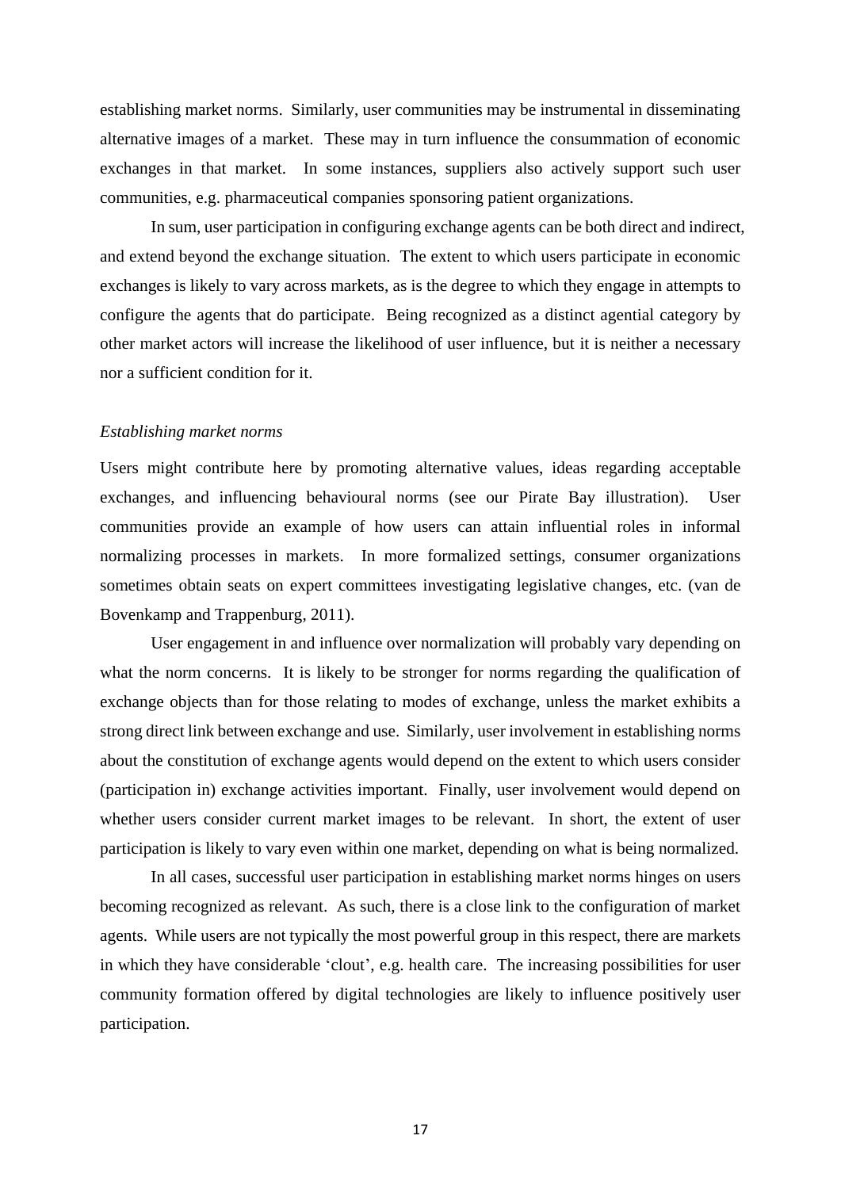establishing market norms. Similarly, user communities may be instrumental in disseminating alternative images of a market. These may in turn influence the consummation of economic exchanges in that market. In some instances, suppliers also actively support such user communities, e.g. pharmaceutical companies sponsoring patient organizations.

In sum, user participation in configuring exchange agents can be both direct and indirect, and extend beyond the exchange situation. The extent to which users participate in economic exchanges is likely to vary across markets, as is the degree to which they engage in attempts to configure the agents that do participate. Being recognized as a distinct agential category by other market actors will increase the likelihood of user influence, but it is neither a necessary nor a sufficient condition for it.

*Establishing market norms*

Users might contribute here by promoting alternative values, ideas regarding acceptable exchanges, and influencing behavioural norms (see our Pirate Bay illustration). User communities provide an example of how users can attain influential roles in informal normalizing processes in markets. In more formalized settings, consumer organizations sometimes obtain seats on expert committees investigating legislative changes, etc. (van de Bovenkamp and Trappenburg, 2011).

User engagement in and influence over normalization will probably vary depending on what the norm concerns. It is likely to be stronger for norms regarding the qualification of exchange objects than for those relating to modes of exchange, unless the market exhibits a strong direct link between exchange and use. Similarly, user involvement in establishing norms about the constitution of exchange agents would depend on the extent to which users consider (participation in) exchange activities important. Finally, user involvement would depend on whether users consider current market images to be relevant. In short, the extent of user participation is likely to vary even within one market, depending on what is being normalized.

In all cases, successful user participation in establishing market norms hinges on users becoming recognized as relevant. As such, there is a close link to the configuration of market agents. While users are not typically the most powerful group in this respect, there are markets in which they have considerable 'clout', e.g. health care. The increasing possibilities for user community formation offered by digital technologies are likely to influence positively user participation.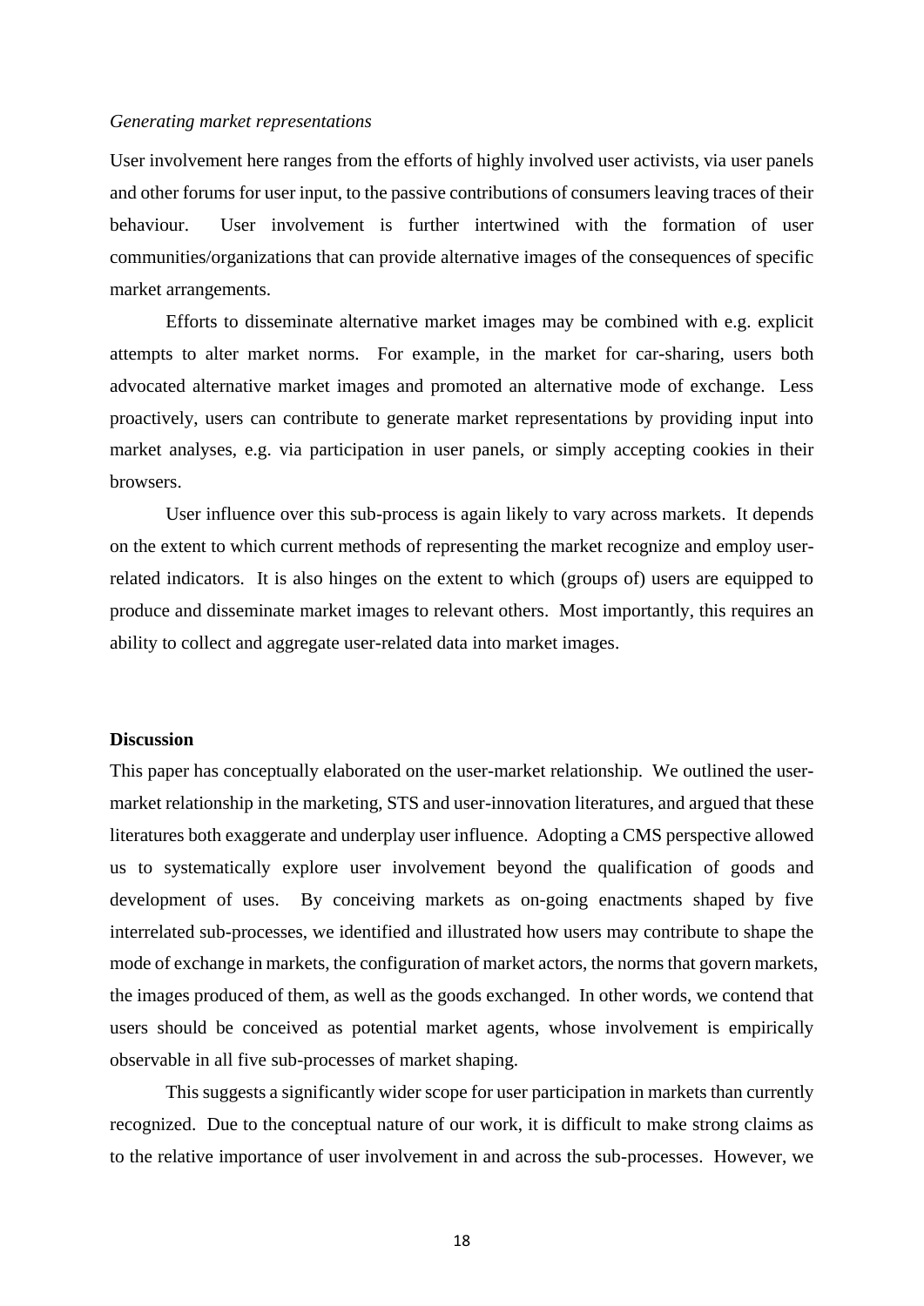*Generating market representations*

User involvement here ranges from the efforts of highly involved user activists, via user panels and other forums for user input, to the passive contributions of consumers leaving traces of their behaviour. User involvement is further intertwined with the formation of user communities/organizations that can provide alternative images of the consequences of specific market arrangements.

Efforts to disseminate alternative market images may be combined with e.g. explicit attempts to alter market norms. For example, in the market for car-sharing, users both advocated alternative market images and promoted an alternative mode of exchange. Less proactively, users can contribute to generate market representations by providing input into market analyses, e.g. via participation in user panels, or simply accepting cookies in their browsers.

User influence over this sub-process is again likely to vary across markets. It depends on the extent to which current methods of representing the market recognize and employ user-related indicators. It is also hinges on the extent to which (groups of) users are equipped to produce and disseminate market images to relevant others. Most importantly, this requires an ability to collect and aggregate user-related data into market images.

**Discussion**

This paper has conceptually elaborated on the user-market relationship. We outlined the user-market relationship in the marketing, STS and user-innovation literatures, and argued that these literatures both exaggerate and underplay user influence. Adopting a CMS perspective allowed us to systematically explore user involvement beyond the qualification of goods and development of uses. By conceiving markets as on-going enactments shaped by five interrelated sub-processes, we identified and illustrated how users may contribute to shape the mode of exchange in markets, the configuration of market actors, the norms that govern markets, the images produced of them, as well as the goods exchanged. In other words, we contend that users should be conceived as potential market agents, whose involvement is empirically observable in all five sub-processes of market shaping.

This suggests a significantly wider scope for user participation in markets than currently recognized. Due to the conceptual nature of our work, it is difficult to make strong claims as to the relative importance of user involvement in and across the sub-processes. However, we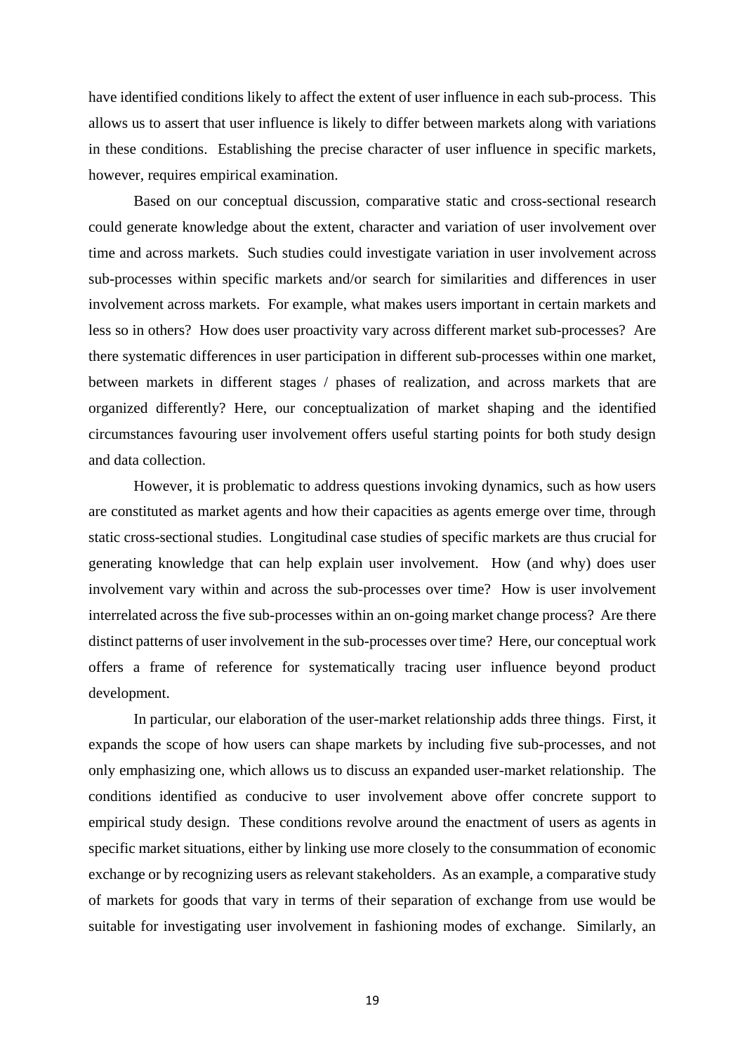have identified conditions likely to affect the extent of user influence in each sub-process. This allows us to assert that user influence is likely to differ between markets along with variations in these conditions. Establishing the precise character of user influence in specific markets, however, requires empirical examination.

Based on our conceptual discussion, comparative static and cross-sectional research could generate knowledge about the extent, character and variation of user involvement over time and across markets. Such studies could investigate variation in user involvement across sub-processes within specific markets and/or search for similarities and differences in user involvement across markets. For example, what makes users important in certain markets and less so in others? How does user proactivity vary across different market sub-processes? Are there systematic differences in user participation in different sub-processes within one market, between markets in different stages / phases of realization, and across markets that are organized differently? Here, our conceptualization of market shaping and the identified circumstances favouring user involvement offers useful starting points for both study design and data collection.

However, it is problematic to address questions invoking dynamics, such as how users are constituted as market agents and how their capacities as agents emerge over time, through static cross-sectional studies. Longitudinal case studies of specific markets are thus crucial for generating knowledge that can help explain user involvement. How (and why) does user involvement vary within and across the sub-processes over time? How is user involvement interrelated across the five sub-processes within an on-going market change process? Are there distinct patterns of user involvement in the sub-processes over time? Here, our conceptual work offers a frame of reference for systematically tracing user influence beyond product development.

In particular, our elaboration of the user-market relationship adds three things. First, it expands the scope of how users can shape markets by including five sub-processes, and not only emphasizing one, which allows us to discuss an expanded user-market relationship. The conditions identified as conducive to user involvement above offer concrete support to empirical study design. These conditions revolve around the enactment of users as agents in specific market situations, either by linking use more closely to the consummation of economic exchange or by recognizing users as relevant stakeholders. As an example, a comparative study of markets for goods that vary in terms of their separation of exchange from use would be suitable for investigating user involvement in fashioning modes of exchange. Similarly, an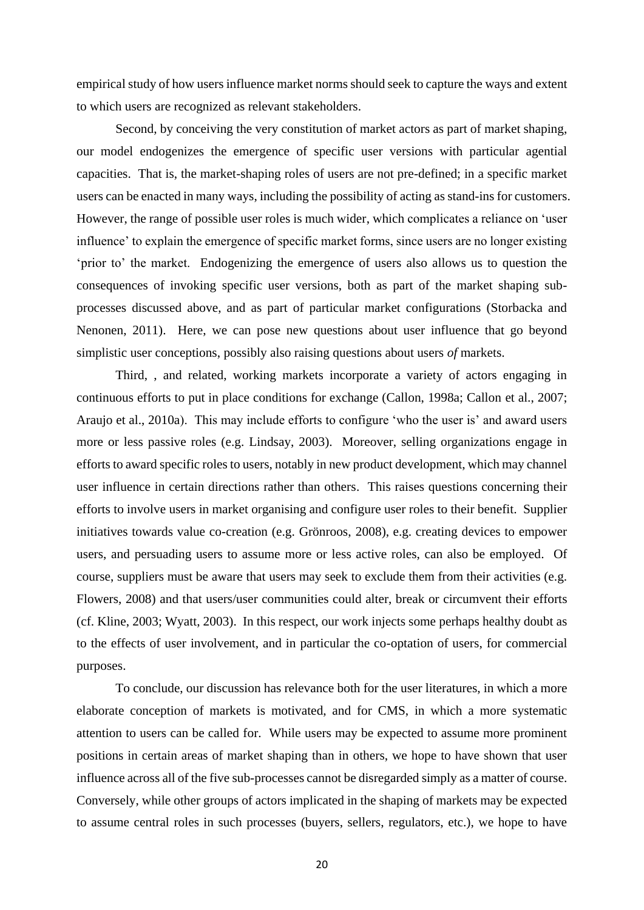empirical study of how users influence market norms should seek to capture the ways and extent to which users are recognized as relevant stakeholders.

Second, by conceiving the very constitution of market actors as part of market shaping, our model endogenizes the emergence of specific user versions with particular agential capacities. That is, the market-shaping roles of users are not pre-defined; in a specific market users can be enacted in many ways, including the possibility of acting as stand-ins for customers. However, the range of possible user roles is much wider, which complicates a reliance on 'user influence' to explain the emergence of specific market forms, since users are no longer existing 'prior to' the market. Endogenizing the emergence of users also allows us to question the consequences of invoking specific user versions, both as part of the market shaping sub-processes discussed above, and as part of particular market configurations (Storbacka and Nenonen, 2011). Here, we can pose new questions about user influence that go beyond simplistic user conceptions, possibly also raising questions about users *of* markets.

Third, , and related, working markets incorporate a variety of actors engaging in continuous efforts to put in place conditions for exchange (Callon, 1998a; Callon et al., 2007; Araujo et al., 2010a). This may include efforts to configure 'who the user is' and award users more or less passive roles (e.g. Lindsay, 2003). Moreover, selling organizations engage in efforts to award specific roles to users, notably in new product development, which may channel user influence in certain directions rather than others. This raises questions concerning their efforts to involve users in market organising and configure user roles to their benefit. Supplier initiatives towards value co-creation (e.g. Grönroos, 2008), e.g. creating devices to empower users, and persuading users to assume more or less active roles, can also be employed. Of course, suppliers must be aware that users may seek to exclude them from their activities (e.g. Flowers, 2008) and that users/user communities could alter, break or circumvent their efforts (cf. Kline, 2003; Wyatt, 2003). In this respect, our work injects some perhaps healthy doubt as to the effects of user involvement, and in particular the co-optation of users, for commercial purposes.

To conclude, our discussion has relevance both for the user literatures, in which a more elaborate conception of markets is motivated, and for CMS, in which a more systematic attention to users can be called for. While users may be expected to assume more prominent positions in certain areas of market shaping than in others, we hope to have shown that user influence across all of the five sub-processes cannot be disregarded simply as a matter of course. Conversely, while other groups of actors implicated in the shaping of markets may be expected to assume central roles in such processes (buyers, sellers, regulators, etc.), we hope to have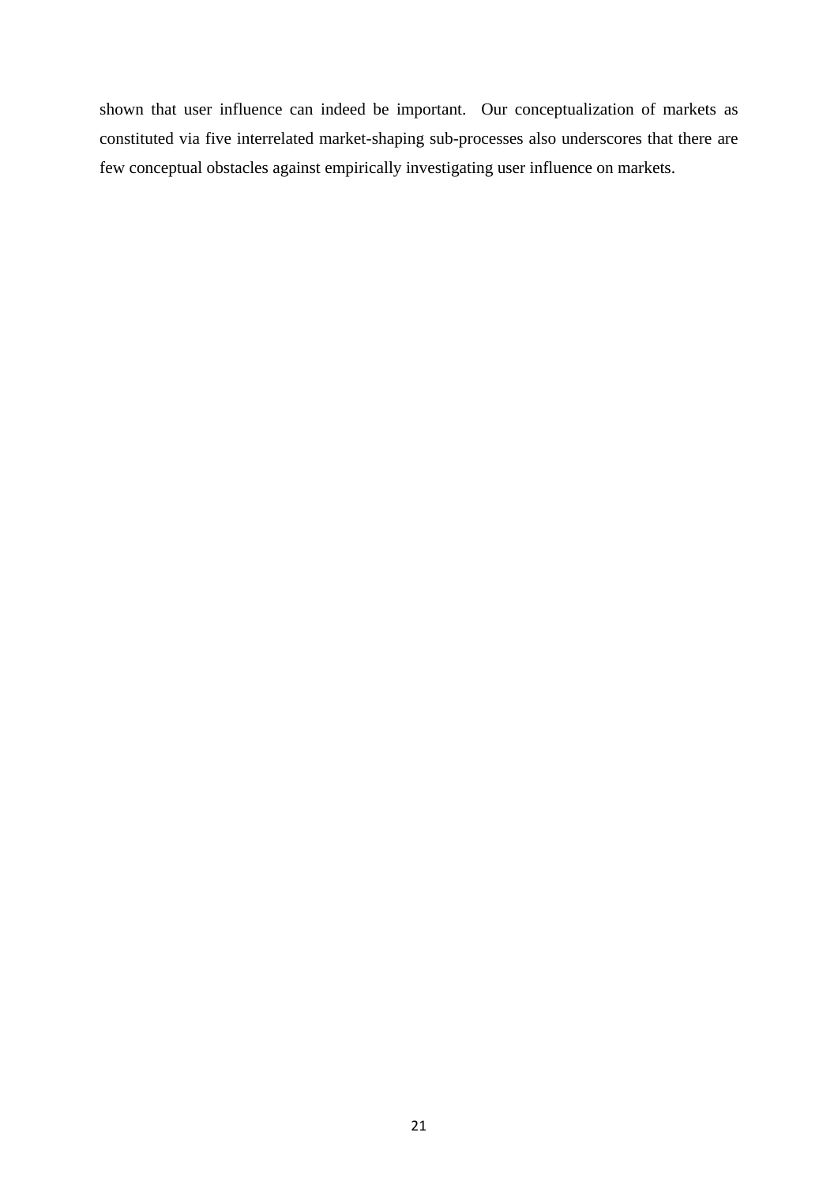shown that user influence can indeed be important. Our conceptualization of markets as constituted via five interrelated market-shaping sub-processes also underscores that there are few conceptual obstacles against empirically investigating user influence on markets.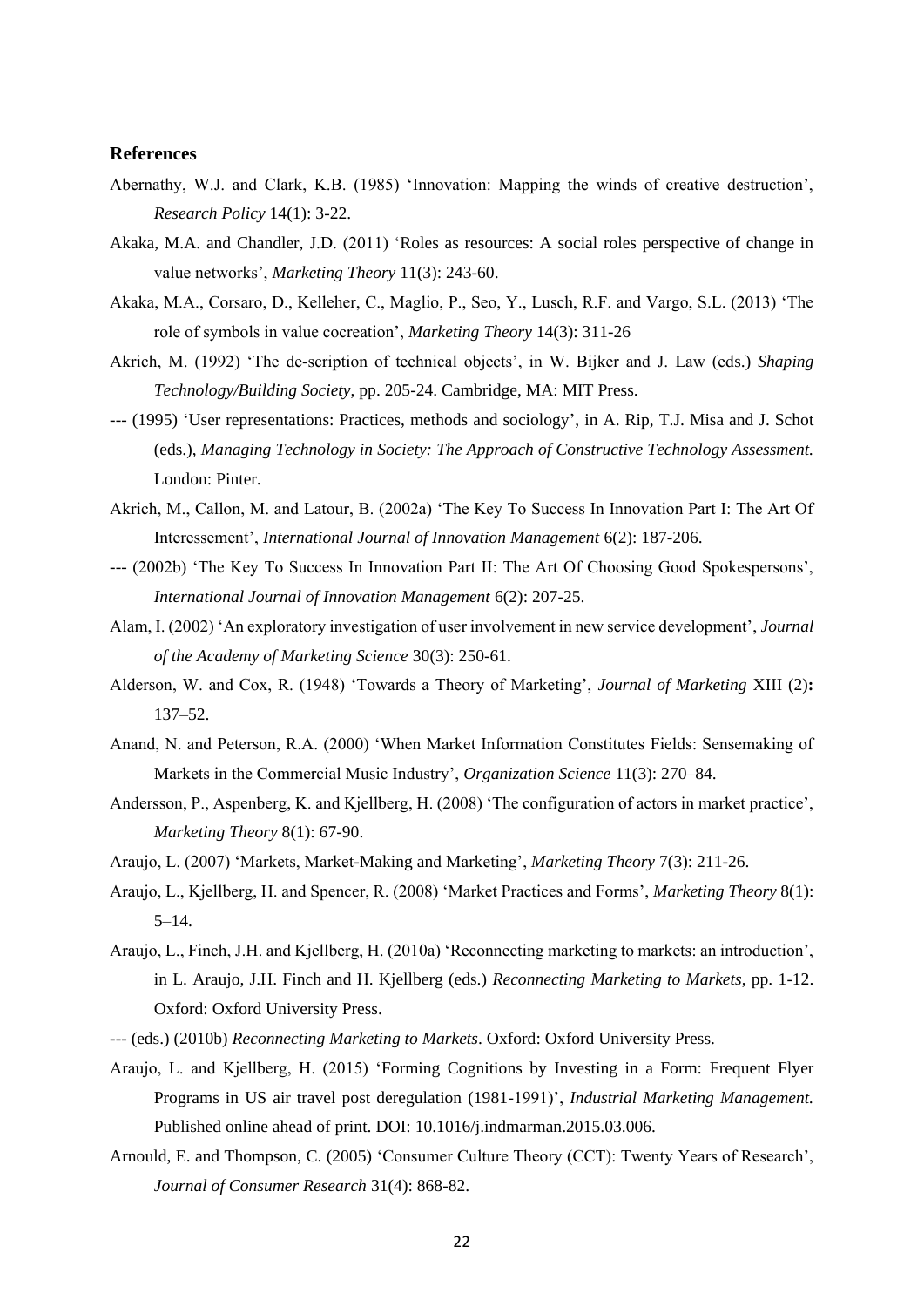**References**

Abernathy, W.J. and Clark, K.B. (1985) 'Innovation: Mapping the winds of creative destruction', *Research Policy* 14(1): 3-22.

Akaka, M.A. and Chandler, J.D. (2011) 'Roles as resources: A social roles perspective of change in value networks', *Marketing Theory* 11(3): 243-60.

Akaka, M.A., Corsaro, D., Kelleher, C., Maglio, P., Seo, Y., Lusch, R.F. and Vargo, S.L. (2013) 'The role of symbols in value cocreation', *Marketing Theory* 14(3): 311-26

Akrich, M. (1992) 'The de-scription of technical objects', in W. Bijker and J. Law (eds.) *Shaping Technology/Building Society*, pp. 205-24. Cambridge, MA: MIT Press.

--- (1995) 'User representations: Practices, methods and sociology', in A. Rip, T.J. Misa and J. Schot (eds.), *Managing Technology in Society: The Approach of Constructive Technology Assessment.* London: Pinter.

Akrich, M., Callon, M. and Latour, B. (2002a) 'The Key To Success In Innovation Part I: The Art Of Interessement', *International Journal of Innovation Management* 6(2): 187-206.

--- (2002b) 'The Key To Success In Innovation Part II: The Art Of Choosing Good Spokespersons', *International Journal of Innovation Management* 6(2): 207-25.

Alam, I. (2002) 'An exploratory investigation of user involvement in new service development', *Journal of the Academy of Marketing Science* 30(3): 250-61.

Alderson, W. and Cox, R. (1948) 'Towards a Theory of Marketing', *Journal of Marketing* XIII (2)**:** 137–52.

Anand, N. and Peterson, R.A. (2000) 'When Market Information Constitutes Fields: Sensemaking of Markets in the Commercial Music Industry', *Organization Science* 11(3): 270–84.

Andersson, P., Aspenberg, K. and Kjellberg, H. (2008) 'The configuration of actors in market practice', *Marketing Theory* 8(1): 67-90.

Araujo, L. (2007) 'Markets, Market-Making and Marketing', *Marketing Theory* 7(3): 211-26.

Araujo, L., Kjellberg, H. and Spencer, R. (2008) 'Market Practices and Forms', *Marketing Theory* 8(1): 5–14.

Araujo, L., Finch, J.H. and Kjellberg, H. (2010a) 'Reconnecting marketing to markets: an introduction', in L. Araujo, J.H. Finch and H. Kjellberg (eds.) *Reconnecting Marketing to Markets*, pp. 1-12. Oxford: Oxford University Press.

--- (eds.) (2010b) *Reconnecting Marketing to Markets*. Oxford: Oxford University Press.

Araujo, L. and Kjellberg, H. (2015) 'Forming Cognitions by Investing in a Form: Frequent Flyer Programs in US air travel post deregulation (1981-1991)', *Industrial Marketing Management.* Published online ahead of print. DOI: 10.1016/j.indmarman.2015.03.006.

Arnould, E. and Thompson, C. (2005) 'Consumer Culture Theory (CCT): Twenty Years of Research', *Journal of Consumer Research* 31(4): 868-82.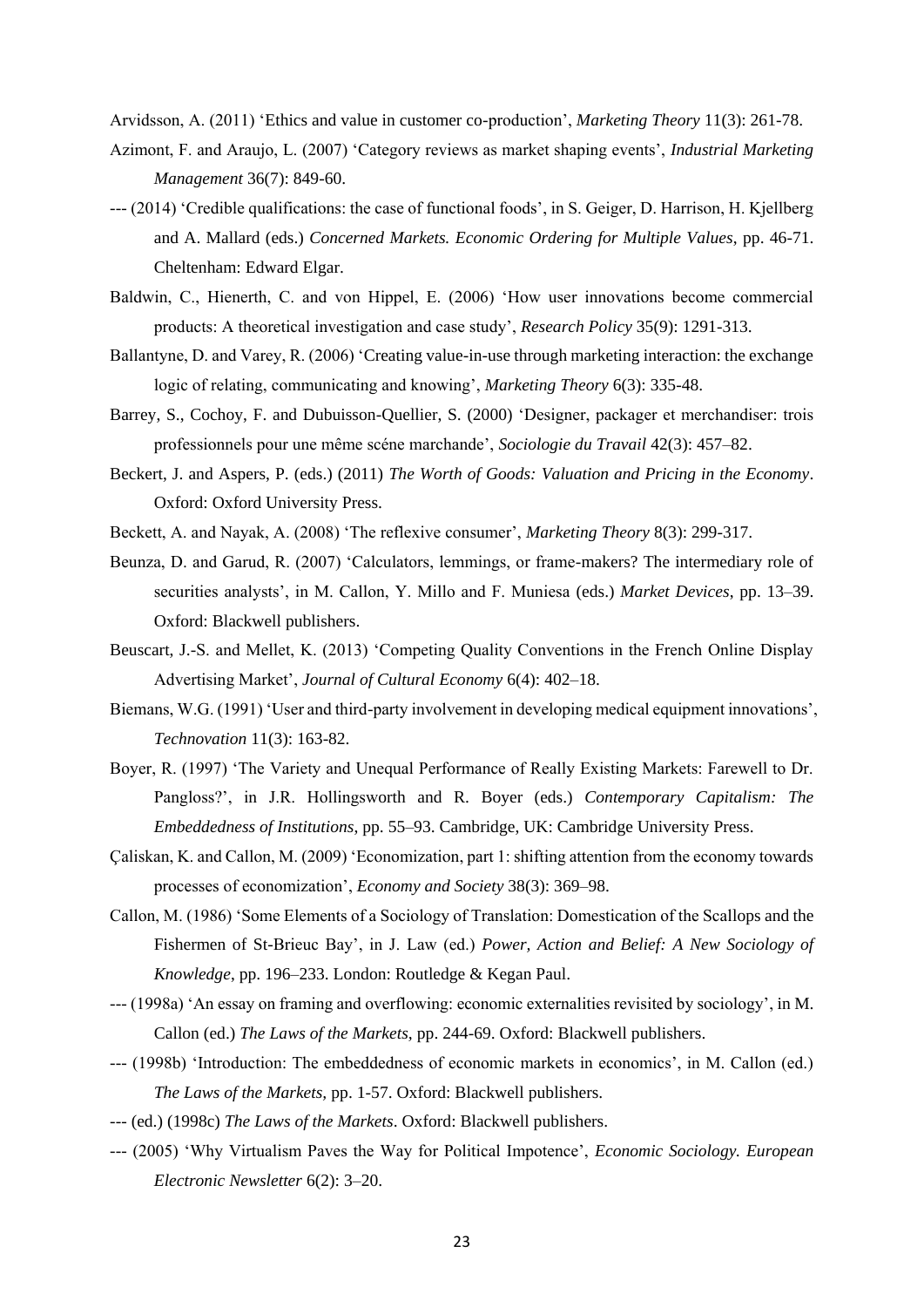Arvidsson, A. (2011) 'Ethics and value in customer co-production', *Marketing Theory* 11(3): 261-78.

Azimont, F. and Araujo, L. (2007) 'Category reviews as market shaping events', *Industrial Marketing Management* 36(7): 849-60.

--- (2014) 'Credible qualifications: the case of functional foods', in S. Geiger, D. Harrison, H. Kjellberg and A. Mallard (eds.) *Concerned Markets. Economic Ordering for Multiple Values*, pp. 46-71. Cheltenham: Edward Elgar.

Baldwin, C., Hienerth, C. and von Hippel, E. (2006) 'How user innovations become commercial products: A theoretical investigation and case study', *Research Policy* 35(9): 1291-313.

Ballantyne, D. and Varey, R. (2006) 'Creating value-in-use through marketing interaction: the exchange logic of relating, communicating and knowing', *Marketing Theory* 6(3): 335-48.

Barrey, S., Cochoy, F. and Dubuisson-Quellier, S. (2000) 'Designer, packager et merchandiser: trois professionnels pour une même scéne marchande', *Sociologie du Travail* 42(3): 457–82.

Beckert, J. and Aspers, P. (eds.) (2011) *The Worth of Goods: Valuation and Pricing in the Economy*. Oxford: Oxford University Press.

Beckett, A. and Nayak, A. (2008) 'The reflexive consumer', *Marketing Theory* 8(3): 299-317.

Beunza, D. and Garud, R. (2007) 'Calculators, lemmings, or frame-makers? The intermediary role of securities analysts', in M. Callon, Y. Millo and F. Muniesa (eds.) *Market Devices*, pp. 13–39. Oxford: Blackwell publishers.

Beuscart, J.-S. and Mellet, K. (2013) 'Competing Quality Conventions in the French Online Display Advertising Market', *Journal of Cultural Economy* 6(4): 402–18.

Biemans, W.G. (1991) 'User and third-party involvement in developing medical equipment innovations', *Technovation* 11(3): 163-82.

Boyer, R. (1997) 'The Variety and Unequal Performance of Really Existing Markets: Farewell to Dr. Pangloss?', in J.R. Hollingsworth and R. Boyer (eds.) *Contemporary Capitalism: The Embeddedness of Institutions*, pp. 55–93. Cambridge, UK: Cambridge University Press.

Çaliskan, K. and Callon, M. (2009) 'Economization, part 1: shifting attention from the economy towards processes of economization', *Economy and Society* 38(3): 369–98.

Callon, M. (1986) 'Some Elements of a Sociology of Translation: Domestication of the Scallops and the Fishermen of St-Brieuc Bay', in J. Law (ed.) *Power, Action and Belief: A New Sociology of Knowledge*, pp. 196–233. London: Routledge & Kegan Paul.

--- (1998a) 'An essay on framing and overflowing: economic externalities revisited by sociology', in M. Callon (ed.) *The Laws of the Markets*, pp. 244-69. Oxford: Blackwell publishers.

--- (1998b) 'Introduction: The embeddedness of economic markets in economics', in M. Callon (ed.) *The Laws of the Markets*, pp. 1-57. Oxford: Blackwell publishers.

--- (ed.) (1998c) *The Laws of the Markets*. Oxford: Blackwell publishers.

--- (2005) 'Why Virtualism Paves the Way for Political Impotence', *Economic Sociology. European Electronic Newsletter* 6(2): 3–20.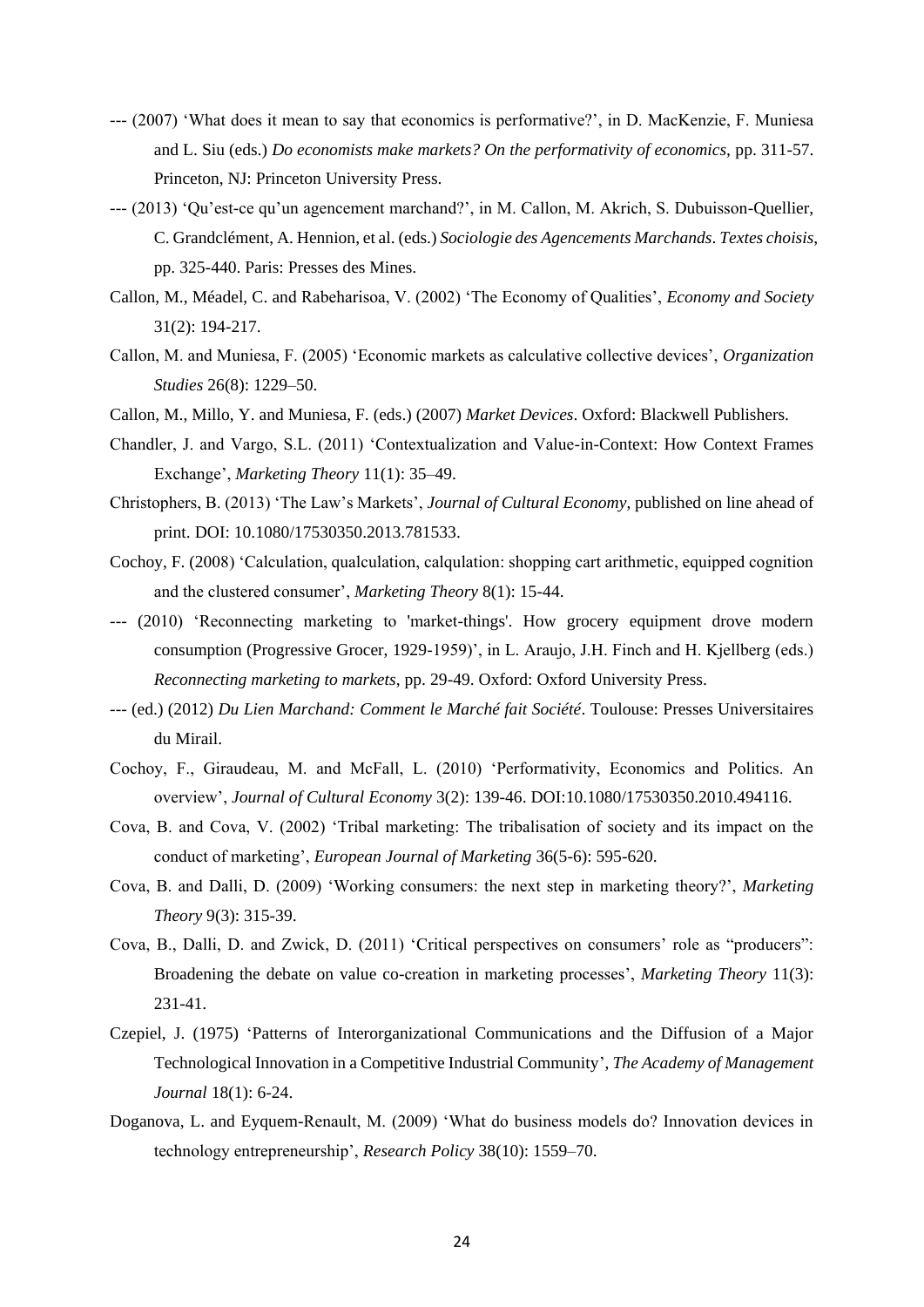--- (2007) ‘What does it mean to say that economics is performative?’, in D. MacKenzie, F. Muniesa and L. Siu (eds.) *Do economists make markets? On the performativity of economics,* pp. 311-57. Princeton, NJ: Princeton University Press.

--- (2013) ‘Qu’est-ce qu’un agencement marchand?’, in M. Callon, M. Akrich, S. Dubuisson-Quellier, C. Grandclément, A. Hennion, et al. (eds.) *Sociologie des Agencements Marchands*. *Textes choisis*, pp. 325-440. Paris: Presses des Mines.

Callon, M., Méadel, C. and Rabeharisoa, V. (2002) ‘The Economy of Qualities’, *Economy and Society* 31(2): 194-217.

Callon, M. and Muniesa, F. (2005) ‘Economic markets as calculative collective devices’, *Organization Studies* 26(8): 1229–50.

Callon, M., Millo, Y. and Muniesa, F. (eds.) (2007) *Market Devices*. Oxford: Blackwell Publishers.

Chandler, J. and Vargo, S.L. (2011) ‘Contextualization and Value-in-Context: How Context Frames Exchange’, *Marketing Theory* 11(1): 35–49.

Christophers, B. (2013) ‘The Law’s Markets’, *Journal of Cultural Economy,* published on line ahead of print. DOI: 10.1080/17530350.2013.781533.

Cochoy, F. (2008) ‘Calculation, qualculation, calqulation: shopping cart arithmetic, equipped cognition and the clustered consumer’, *Marketing Theory* 8(1): 15-44.

--- (2010) ‘Reconnecting marketing to 'market-things'. How grocery equipment drove modern consumption (Progressive Grocer, 1929-1959)’, in L. Araujo, J.H. Finch and H. Kjellberg (eds.) *Reconnecting marketing to markets*, pp. 29-49. Oxford: Oxford University Press.

--- (ed.) (2012) *Du Lien Marchand: Comment le Marché fait Société*. Toulouse: Presses Universitaires du Mirail.

Cochoy, F., Giraudeau, M. and McFall, L. (2010) ‘Performativity, Economics and Politics. An overview’, *Journal of Cultural Economy* 3(2): 139-46. DOI:10.1080/17530350.2010.494116.

Cova, B. and Cova, V. (2002) ‘Tribal marketing: The tribalisation of society and its impact on the conduct of marketing’, *European Journal of Marketing* 36(5-6): 595-620.

Cova, B. and Dalli, D. (2009) ‘Working consumers: the next step in marketing theory?’, *Marketing Theory* 9(3): 315-39.

Cova, B., Dalli, D. and Zwick, D. (2011) ‘Critical perspectives on consumers’ role as “producers”: Broadening the debate on value co-creation in marketing processes’, *Marketing Theory* 11(3): 231-41.

Czepiel, J. (1975) ‘Patterns of Interorganizational Communications and the Diffusion of a Major Technological Innovation in a Competitive Industrial Community’, *The Academy of Management Journal* 18(1): 6-24.

Doganova, L. and Eyquem-Renault, M. (2009) ‘What do business models do? Innovation devices in technology entrepreneurship’, *Research Policy* 38(10): 1559–70.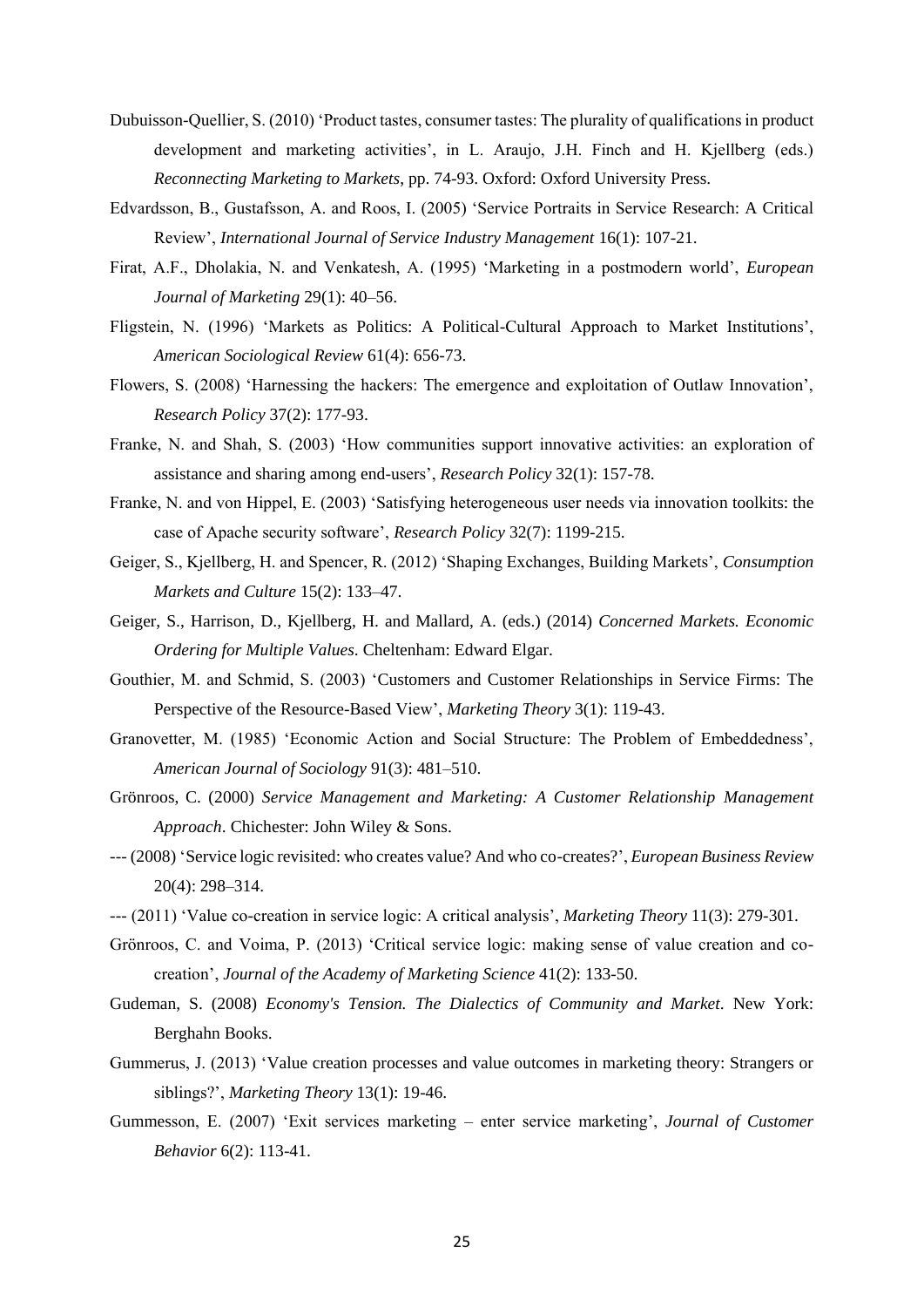Dubuisson-Quellier, S. (2010) 'Product tastes, consumer tastes: The plurality of qualifications in product development and marketing activities', in L. Araujo, J.H. Finch and H. Kjellberg (eds.) *Reconnecting Marketing to Markets*, pp. 74-93. Oxford: Oxford University Press.

Edvardsson, B., Gustafsson, A. and Roos, I. (2005) 'Service Portraits in Service Research: A Critical Review', *International Journal of Service Industry Management* 16(1): 107-21.

Firat, A.F., Dholakia, N. and Venkatesh, A. (1995) 'Marketing in a postmodern world', *European Journal of Marketing* 29(1): 40–56.

Fligstein, N. (1996) 'Markets as Politics: A Political-Cultural Approach to Market Institutions', *American Sociological Review* 61(4): 656-73.

Flowers, S. (2008) 'Harnessing the hackers: The emergence and exploitation of Outlaw Innovation', *Research Policy* 37(2): 177-93.

Franke, N. and Shah, S. (2003) 'How communities support innovative activities: an exploration of assistance and sharing among end-users', *Research Policy* 32(1): 157-78.

Franke, N. and von Hippel, E. (2003) 'Satisfying heterogeneous user needs via innovation toolkits: the case of Apache security software', *Research Policy* 32(7): 1199-215.

Geiger, S., Kjellberg, H. and Spencer, R. (2012) 'Shaping Exchanges, Building Markets', *Consumption Markets and Culture* 15(2): 133–47.

Geiger, S., Harrison, D., Kjellberg, H. and Mallard, A. (eds.) (2014) *Concerned Markets. Economic Ordering for Multiple Values*. Cheltenham: Edward Elgar.

Gouthier, M. and Schmid, S. (2003) 'Customers and Customer Relationships in Service Firms: The Perspective of the Resource-Based View', *Marketing Theory* 3(1): 119-43.

Granovetter, M. (1985) 'Economic Action and Social Structure: The Problem of Embeddedness', *American Journal of Sociology* 91(3): 481–510.

Grönroos, C. (2000) *Service Management and Marketing: A Customer Relationship Management Approach*. Chichester: John Wiley & Sons.

--- (2008) 'Service logic revisited: who creates value? And who co-creates?', *European Business Review* 20(4): 298–314.

--- (2011) 'Value co-creation in service logic: A critical analysis', *Marketing Theory* 11(3): 279-301.

Grönroos, C. and Voima, P. (2013) 'Critical service logic: making sense of value creation and co-creation', *Journal of the Academy of Marketing Science* 41(2): 133-50.

Gudeman, S. (2008) *Economy's Tension. The Dialectics of Community and Market*. New York: Berghahn Books.

Gummerus, J. (2013) 'Value creation processes and value outcomes in marketing theory: Strangers or siblings?', *Marketing Theory* 13(1): 19-46.

Gummesson, E. (2007) 'Exit services marketing – enter service marketing', *Journal of Customer Behavior* 6(2): 113-41.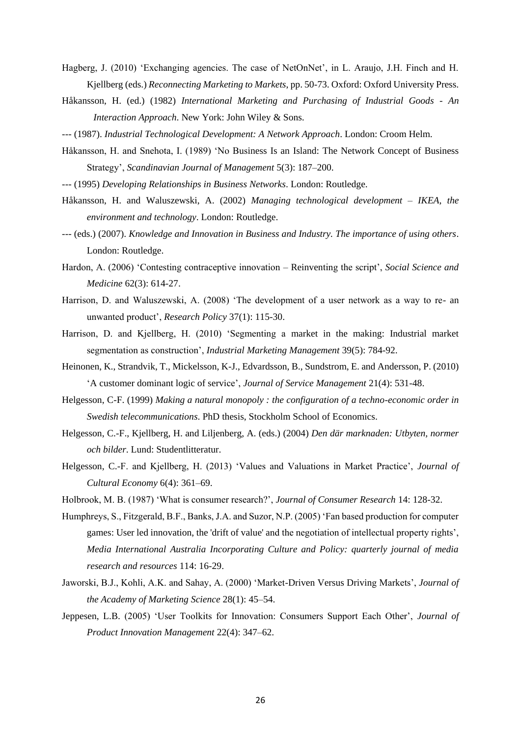Hagberg, J. (2010) 'Exchanging agencies. The case of NetOnNet', in L. Araujo, J.H. Finch and H. Kjellberg (eds.) *Reconnecting Marketing to Markets*, pp. 50-73. Oxford: Oxford University Press.

Håkansson, H. (ed.) (1982) *International Marketing and Purchasing of Industrial Goods - An Interaction Approach*. New York: John Wiley & Sons.

--- (1987). *Industrial Technological Development: A Network Approach*. London: Croom Helm.

Håkansson, H. and Snehota, I. (1989) 'No Business Is an Island: The Network Concept of Business Strategy', *Scandinavian Journal of Management* 5(3): 187–200.

--- (1995) *Developing Relationships in Business Networks*. London: Routledge.

Håkansson, H. and Waluszewski, A. (2002) *Managing technological development – IKEA, the environment and technology*. London: Routledge.

--- (eds.) (2007). *Knowledge and Innovation in Business and Industry. The importance of using others*. London: Routledge.

Hardon, A. (2006) 'Contesting contraceptive innovation – Reinventing the script', *Social Science and Medicine* 62(3): 614-27.

Harrison, D. and Waluszewski, A. (2008) 'The development of a user network as a way to re- an unwanted product', *Research Policy* 37(1): 115-30.

Harrison, D. and Kjellberg, H. (2010) 'Segmenting a market in the making: Industrial market segmentation as construction', *Industrial Marketing Management* 39(5): 784-92.

Heinonen, K., Strandvik, T., Mickelsson, K-J., Edvardsson, B., Sundstrom, E. and Andersson, P. (2010) 'A customer dominant logic of service', *Journal of Service Management* 21(4): 531-48.

Helgesson, C-F. (1999) *Making a natural monopoly : the configuration of a techno-economic order in Swedish telecommunications*. PhD thesis, Stockholm School of Economics.

Helgesson, C.-F., Kjellberg, H. and Liljenberg, A. (eds.) (2004) *Den där marknaden: Utbyten, normer och bilder*. Lund: Studentlitteratur.

Helgesson, C.-F. and Kjellberg, H. (2013) 'Values and Valuations in Market Practice', *Journal of Cultural Economy* 6(4): 361–69.

Holbrook, M. B. (1987) 'What is consumer research?', *Journal of Consumer Research* 14: 128-32.

Humphreys, S., Fitzgerald, B.F., Banks, J.A. and Suzor, N.P. (2005) 'Fan based production for computer games: User led innovation, the 'drift of value' and the negotiation of intellectual property rights', *Media International Australia Incorporating Culture and Policy: quarterly journal of media research and resources* 114: 16-29.

Jaworski, B.J., Kohli, A.K. and Sahay, A. (2000) 'Market-Driven Versus Driving Markets', *Journal of the Academy of Marketing Science* 28(1): 45–54.

Jeppesen, L.B. (2005) 'User Toolkits for Innovation: Consumers Support Each Other', *Journal of Product Innovation Management* 22(4): 347–62.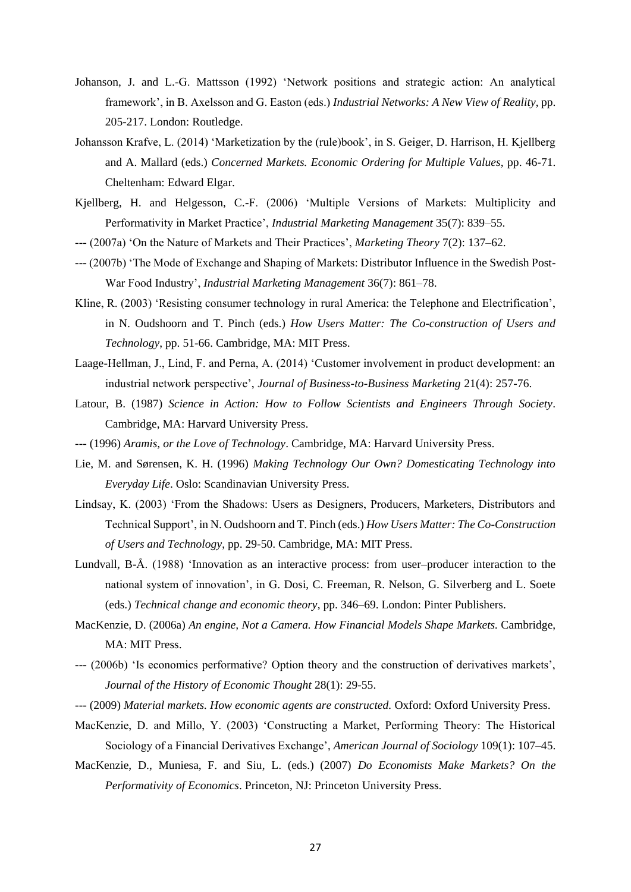Johanson, J. and L.-G. Mattsson (1992) 'Network positions and strategic action: An analytical framework', in B. Axelsson and G. Easton (eds.) *Industrial Networks: A New View of Reality*, pp. 205-217. London: Routledge.

Johansson Krafve, L. (2014) 'Marketization by the (rule)book', in S. Geiger, D. Harrison, H. Kjellberg and A. Mallard (eds.) *Concerned Markets. Economic Ordering for Multiple Values*, pp. 46-71. Cheltenham: Edward Elgar.

Kjellberg, H. and Helgesson, C.-F. (2006) 'Multiple Versions of Markets: Multiplicity and Performativity in Market Practice', *Industrial Marketing Management* 35(7): 839–55.

--- (2007a) 'On the Nature of Markets and Their Practices', *Marketing Theory* 7(2): 137–62.

--- (2007b) 'The Mode of Exchange and Shaping of Markets: Distributor Influence in the Swedish Post-War Food Industry', *Industrial Marketing Management* 36(7): 861–78.

Kline, R. (2003) 'Resisting consumer technology in rural America: the Telephone and Electrification', in N. Oudshoorn and T. Pinch (eds.) *How Users Matter: The Co-construction of Users and Technology*, pp. 51-66. Cambridge, MA: MIT Press.

Laage-Hellman, J., Lind, F. and Perna, A. (2014) 'Customer involvement in product development: an industrial network perspective', *Journal of Business-to-Business Marketing* 21(4): 257-76.

Latour, B. (1987) *Science in Action: How to Follow Scientists and Engineers Through Society*. Cambridge, MA: Harvard University Press.

--- (1996) *Aramis, or the Love of Technology*. Cambridge, MA: Harvard University Press.

Lie, M. and Sørensen, K. H. (1996) *Making Technology Our Own? Domesticating Technology into Everyday Life*. Oslo: Scandinavian University Press.

Lindsay, K. (2003) 'From the Shadows: Users as Designers, Producers, Marketers, Distributors and Technical Support', in N. Oudshoorn and T. Pinch (eds.) *How Users Matter: The Co-Construction of Users and Technology*, pp. 29-50. Cambridge, MA: MIT Press.

Lundvall, B-Å. (1988) 'Innovation as an interactive process: from user–producer interaction to the national system of innovation', in G. Dosi, C. Freeman, R. Nelson, G. Silverberg and L. Soete (eds.) *Technical change and economic theory*, pp. 346–69. London: Pinter Publishers.

MacKenzie, D. (2006a) *An engine, Not a Camera. How Financial Models Shape Markets.* Cambridge, MA: MIT Press.

--- (2006b) 'Is economics performative? Option theory and the construction of derivatives markets', *Journal of the History of Economic Thought* 28(1): 29-55.

--- (2009) *Material markets. How economic agents are constructed.* Oxford: Oxford University Press.

MacKenzie, D. and Millo, Y. (2003) 'Constructing a Market, Performing Theory: The Historical Sociology of a Financial Derivatives Exchange', *American Journal of Sociology* 109(1): 107–45.

MacKenzie, D., Muniesa, F. and Siu, L. (eds.) (2007) *Do Economists Make Markets? On the Performativity of Economics*. Princeton, NJ: Princeton University Press.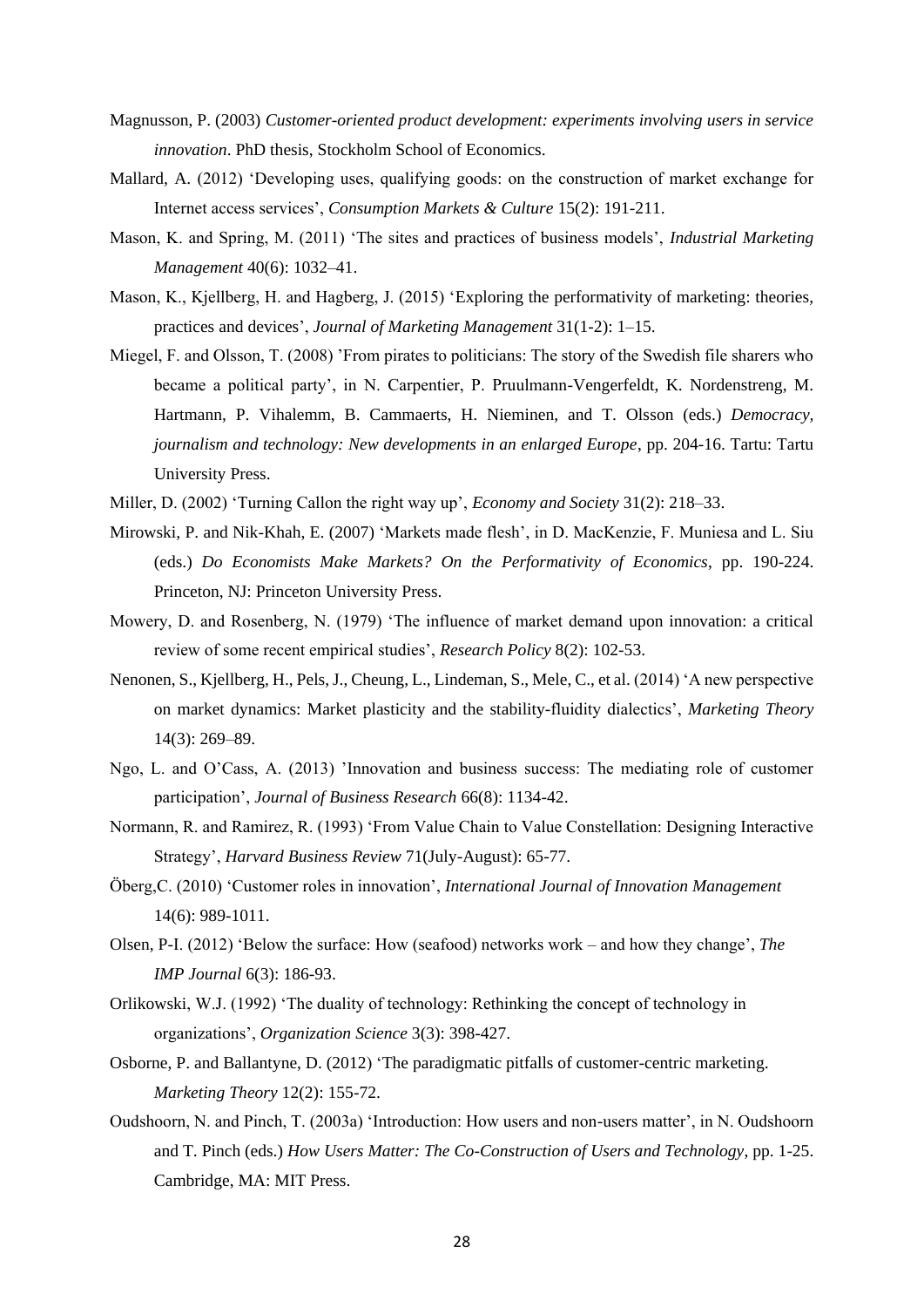Magnusson, P. (2003) *Customer-oriented product development: experiments involving users in service innovation*. PhD thesis, Stockholm School of Economics.

Mallard, A. (2012) 'Developing uses, qualifying goods: on the construction of market exchange for Internet access services', *Consumption Markets & Culture* 15(2): 191-211.

Mason, K. and Spring, M. (2011) 'The sites and practices of business models', *Industrial Marketing Management* 40(6): 1032–41.

Mason, K., Kjellberg, H. and Hagberg, J. (2015) 'Exploring the performativity of marketing: theories, practices and devices', *Journal of Marketing Management* 31(1-2): 1–15.

Miegel, F. and Olsson, T. (2008) 'From pirates to politicians: The story of the Swedish file sharers who became a political party', in N. Carpentier, P. Pruulmann-Vengerfeldt, K. Nordenstreng, M. Hartmann, P. Vihalemm, B. Cammaerts, H. Nieminen, and T. Olsson (eds.) *Democracy, journalism and technology: New developments in an enlarged Europe*, pp. 204-16. Tartu: Tartu University Press.

Miller, D. (2002) 'Turning Callon the right way up', *Economy and Society* 31(2): 218–33.

Mirowski, P. and Nik-Khah, E. (2007) 'Markets made flesh', in D. MacKenzie, F. Muniesa and L. Siu (eds.) *Do Economists Make Markets? On the Performativity of Economics*, pp. 190-224. Princeton, NJ: Princeton University Press.

Mowery, D. and Rosenberg, N. (1979) 'The influence of market demand upon innovation: a critical review of some recent empirical studies', *Research Policy* 8(2): 102-53.

Nenonen, S., Kjellberg, H., Pels, J., Cheung, L., Lindeman, S., Mele, C., et al. (2014) 'A new perspective on market dynamics: Market plasticity and the stability-fluidity dialectics', *Marketing Theory* 14(3): 269–89.

Ngo, L. and O'Cass, A. (2013) 'Innovation and business success: The mediating role of customer participation', *Journal of Business Research* 66(8): 1134-42.

Normann, R. and Ramirez, R. (1993) 'From Value Chain to Value Constellation: Designing Interactive Strategy', *Harvard Business Review* 71(July-August): 65-77.

Öberg,C. (2010) 'Customer roles in innovation', *International Journal of Innovation Management* 14(6): 989-1011.

Olsen, P-I. (2012) 'Below the surface: How (seafood) networks work – and how they change', *The IMP Journal* 6(3): 186-93.

Orlikowski, W.J. (1992) 'The duality of technology: Rethinking the concept of technology in organizations', *Organization Science* 3(3): 398-427.

Osborne, P. and Ballantyne, D. (2012) 'The paradigmatic pitfalls of customer-centric marketing. *Marketing Theory* 12(2): 155-72.

Oudshoorn, N. and Pinch, T. (2003a) 'Introduction: How users and non-users matter', in N. Oudshoorn and T. Pinch (eds.) *How Users Matter: The Co-Construction of Users and Technology*, pp. 1-25. Cambridge, MA: MIT Press.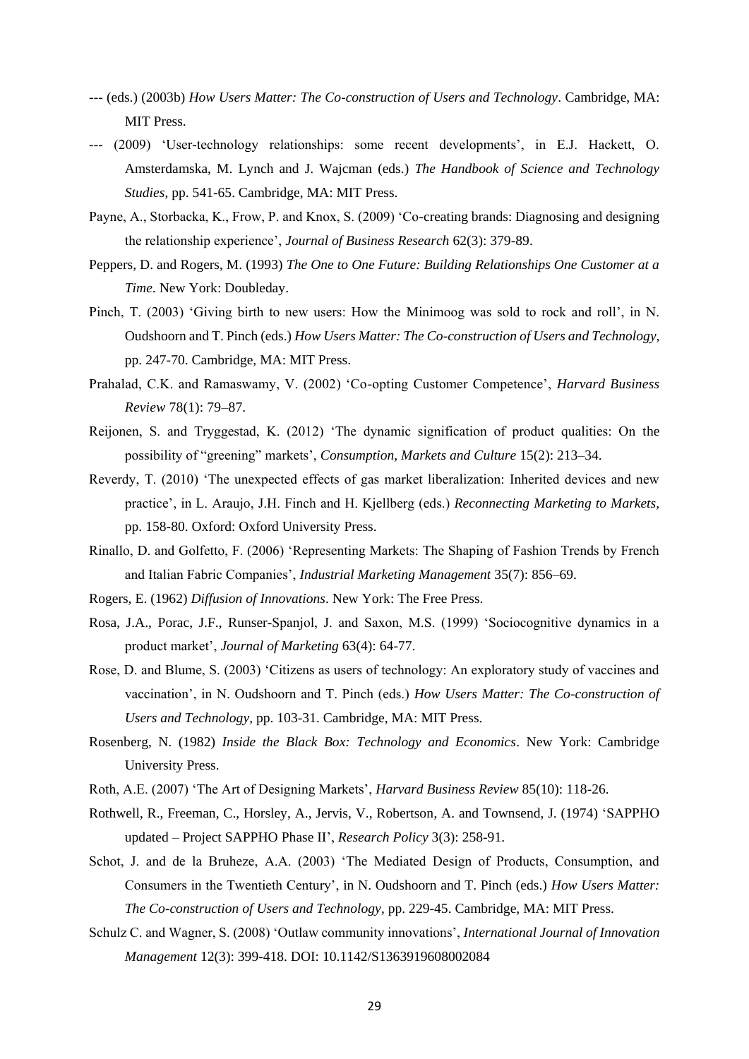--- (eds.) (2003b) *How Users Matter: The Co-construction of Users and Technology*. Cambridge, MA: MIT Press.

--- (2009) 'User-technology relationships: some recent developments', in E.J. Hackett, O. Amsterdamska, M. Lynch and J. Wajcman (eds.) *The Handbook of Science and Technology Studies*, pp. 541-65. Cambridge, MA: MIT Press.

Payne, A., Storbacka, K., Frow, P. and Knox, S. (2009) 'Co-creating brands: Diagnosing and designing the relationship experience', *Journal of Business Research* 62(3): 379-89.

Peppers, D. and Rogers, M. (1993) *The One to One Future: Building Relationships One Customer at a Time*. New York: Doubleday.

Pinch, T. (2003) 'Giving birth to new users: How the Minimoog was sold to rock and roll', in N. Oudshoorn and T. Pinch (eds.) *How Users Matter: The Co-construction of Users and Technology*, pp. 247-70. Cambridge, MA: MIT Press.

Prahalad, C.K. and Ramaswamy, V. (2002) 'Co-opting Customer Competence', *Harvard Business Review* 78(1): 79–87.

Reijonen, S. and Tryggestad, K. (2012) 'The dynamic signification of product qualities: On the possibility of "greening" markets', *Consumption, Markets and Culture* 15(2): 213–34.

Reverdy, T. (2010) 'The unexpected effects of gas market liberalization: Inherited devices and new practice', in L. Araujo, J.H. Finch and H. Kjellberg (eds.) *Reconnecting Marketing to Markets*, pp. 158-80. Oxford: Oxford University Press.

Rinallo, D. and Golfetto, F. (2006) 'Representing Markets: The Shaping of Fashion Trends by French and Italian Fabric Companies', *Industrial Marketing Management* 35(7): 856–69.

Rogers, E. (1962) *Diffusion of Innovations*. New York: The Free Press.

Rosa, J.A., Porac, J.F., Runser-Spanjol, J. and Saxon, M.S. (1999) 'Sociocognitive dynamics in a product market', *Journal of Marketing* 63(4): 64-77.

Rose, D. and Blume, S. (2003) 'Citizens as users of technology: An exploratory study of vaccines and vaccination', in N. Oudshoorn and T. Pinch (eds.) *How Users Matter: The Co-construction of Users and Technology*, pp. 103-31. Cambridge, MA: MIT Press.

Rosenberg, N. (1982) *Inside the Black Box: Technology and Economics*. New York: Cambridge University Press.

Roth, A.E. (2007) 'The Art of Designing Markets', *Harvard Business Review* 85(10): 118-26.

Rothwell, R., Freeman, C., Horsley, A., Jervis, V., Robertson, A. and Townsend, J. (1974) 'SAPPHO updated – Project SAPPHO Phase II', *Research Policy* 3(3): 258-91.

Schot, J. and de la Bruheze, A.A. (2003) 'The Mediated Design of Products, Consumption, and Consumers in the Twentieth Century', in N. Oudshoorn and T. Pinch (eds.) *How Users Matter: The Co-construction of Users and Technology*, pp. 229-45. Cambridge, MA: MIT Press.

Schulz C. and Wagner, S. (2008) 'Outlaw community innovations', *International Journal of Innovation Management* 12(3): 399-418. DOI: 10.1142/S1363919608002084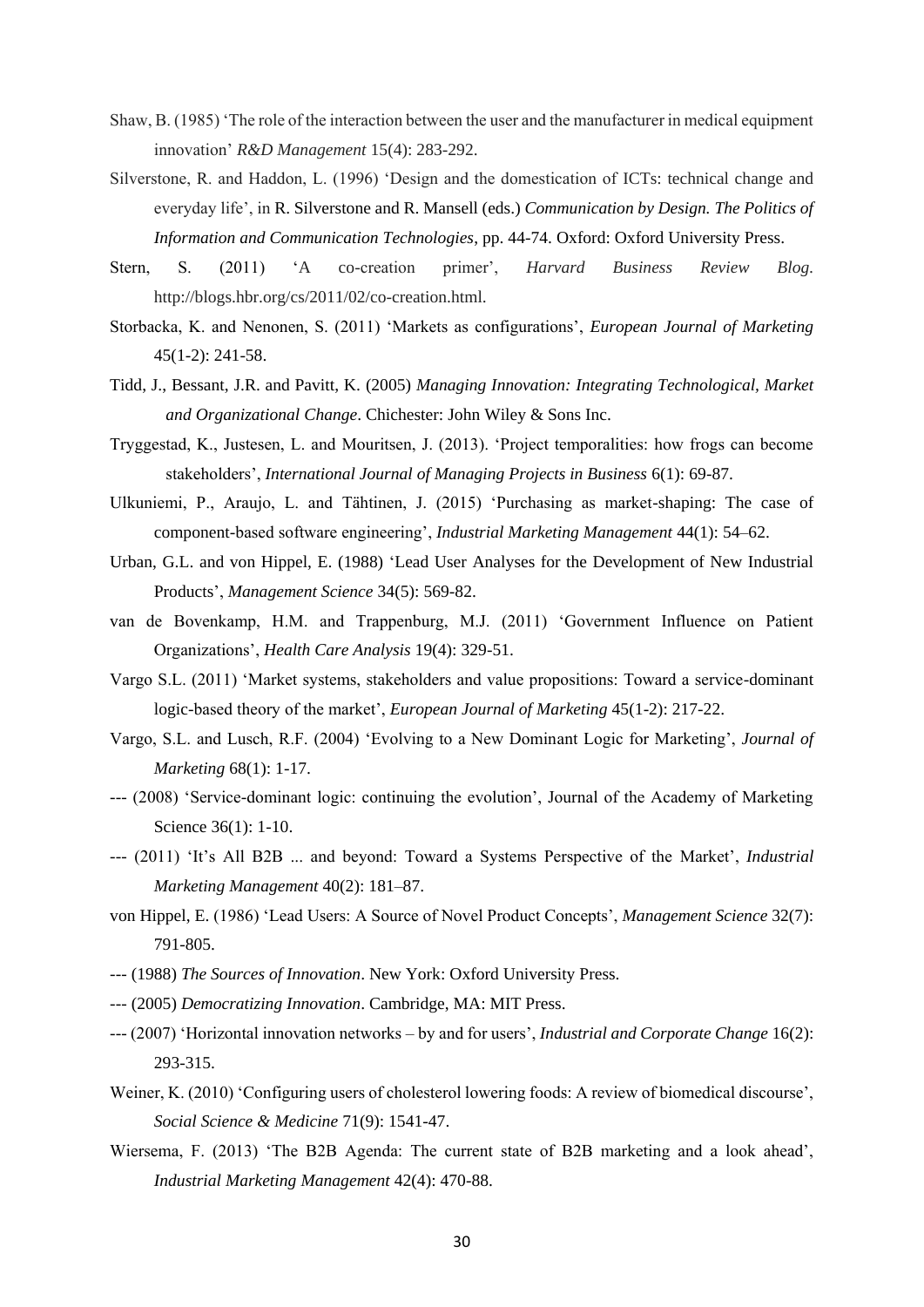Shaw, B. (1985) 'The role of the interaction between the user and the manufacturer in medical equipment innovation' *R&D Management* 15(4): 283-292.

Silverstone, R. and Haddon, L. (1996) 'Design and the domestication of ICTs: technical change and everyday life', in R. Silverstone and R. Mansell (eds.) *Communication by Design. The Politics of Information and Communication Technologies*, pp. 44-74. Oxford: Oxford University Press.

Stern, S. (2011) 'A co-creation primer', *Harvard Business Review Blog*. http://blogs.hbr.org/cs/2011/02/co-creation.html.

Storbacka, K. and Nenonen, S. (2011) 'Markets as configurations', *European Journal of Marketing* 45(1-2): 241-58.

Tidd, J., Bessant, J.R. and Pavitt, K. (2005) *Managing Innovation: Integrating Technological, Market and Organizational Change*. Chichester: John Wiley & Sons Inc.

Tryggestad, K., Justesen, L. and Mouritsen, J. (2013). 'Project temporalities: how frogs can become stakeholders', *International Journal of Managing Projects in Business* 6(1): 69-87.

Ulkuniemi, P., Araujo, L. and Tähtinen, J. (2015) 'Purchasing as market-shaping: The case of component-based software engineering', *Industrial Marketing Management* 44(1): 54–62.

Urban, G.L. and von Hippel, E. (1988) 'Lead User Analyses for the Development of New Industrial Products', *Management Science* 34(5): 569-82.

van de Bovenkamp, H.M. and Trappenburg, M.J. (2011) 'Government Influence on Patient Organizations', *Health Care Analysis* 19(4): 329-51.

Vargo S.L. (2011) 'Market systems, stakeholders and value propositions: Toward a service-dominant logic-based theory of the market', *European Journal of Marketing* 45(1-2): 217-22.

Vargo, S.L. and Lusch, R.F. (2004) 'Evolving to a New Dominant Logic for Marketing', *Journal of Marketing* 68(1): 1-17.

--- (2008) 'Service-dominant logic: continuing the evolution', Journal of the Academy of Marketing Science 36(1): 1-10.

--- (2011) 'It's All B2B ... and beyond: Toward a Systems Perspective of the Market', *Industrial Marketing Management* 40(2): 181–87.

von Hippel, E. (1986) 'Lead Users: A Source of Novel Product Concepts', *Management Science* 32(7): 791-805.

--- (1988) *The Sources of Innovation*. New York: Oxford University Press.

--- (2005) *Democratizing Innovation*. Cambridge, MA: MIT Press.

--- (2007) 'Horizontal innovation networks – by and for users', *Industrial and Corporate Change* 16(2): 293-315.

Weiner, K. (2010) 'Configuring users of cholesterol lowering foods: A review of biomedical discourse', *Social Science & Medicine* 71(9): 1541-47.

Wiersema, F. (2013) 'The B2B Agenda: The current state of B2B marketing and a look ahead', *Industrial Marketing Management* 42(4): 470-88.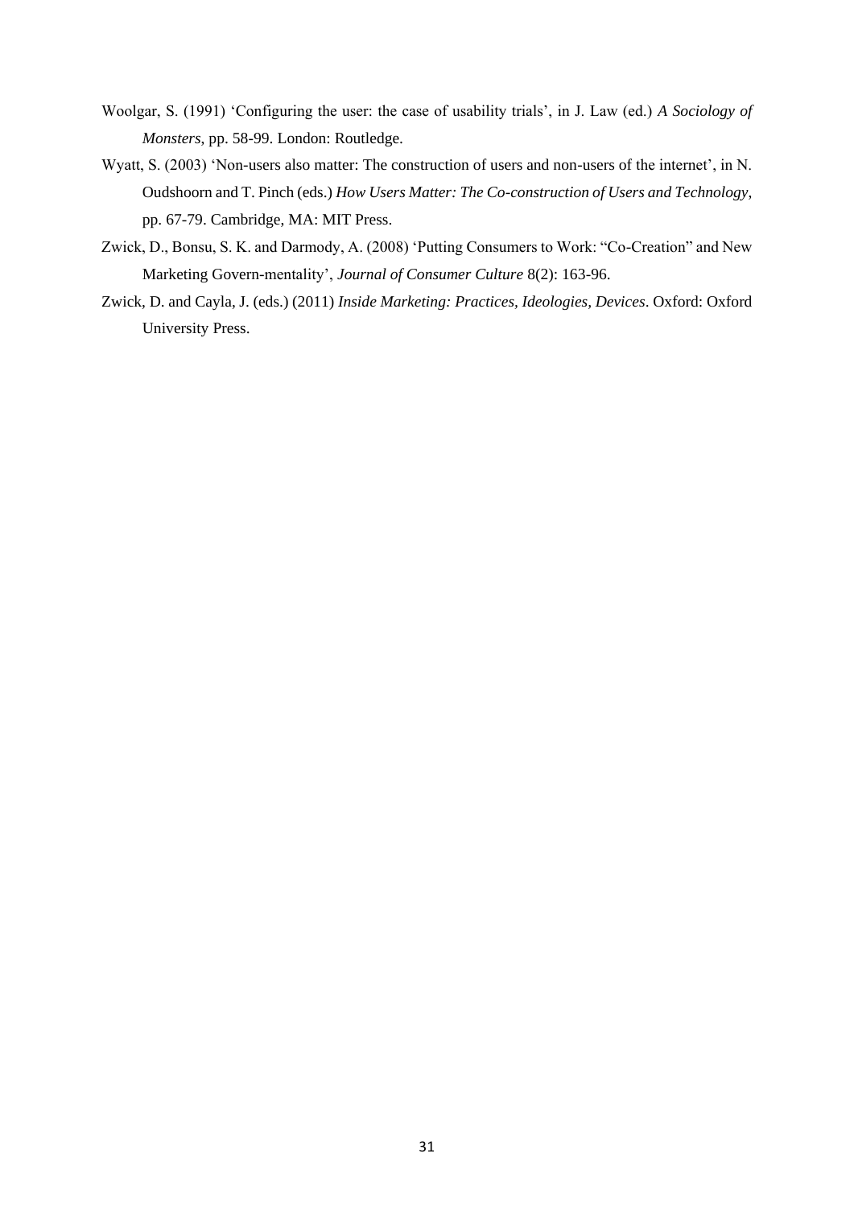Woolgar, S. (1991) 'Configuring the user: the case of usability trials', in J. Law (ed.) *A Sociology of Monsters*, pp. 58-99. London: Routledge.

Wyatt, S. (2003) 'Non-users also matter: The construction of users and non-users of the internet', in N. Oudshoorn and T. Pinch (eds.) *How Users Matter: The Co-construction of Users and Technology*, pp. 67-79. Cambridge, MA: MIT Press.

Zwick, D., Bonsu, S. K. and Darmody, A. (2008) 'Putting Consumers to Work: "Co-Creation" and New Marketing Govern-mentality', *Journal of Consumer Culture* 8(2): 163-96.

Zwick, D. and Cayla, J. (eds.) (2011) *Inside Marketing: Practices, Ideologies, Devices*. Oxford: Oxford University Press.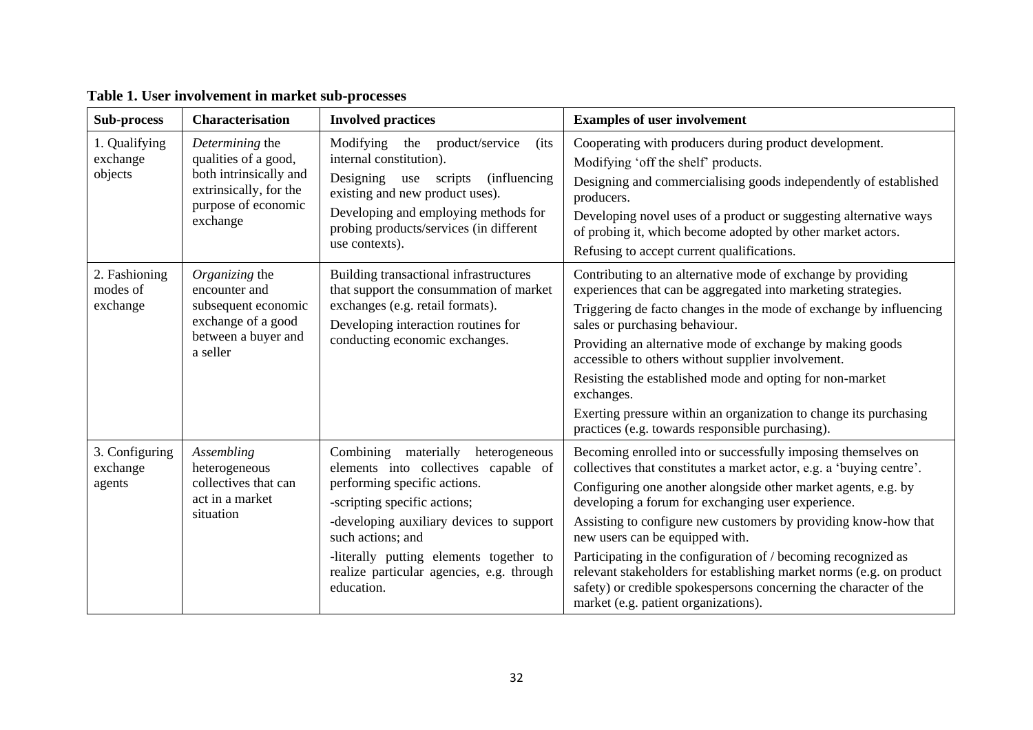**Table 1. User involvement in market sub-processes**

| Sub-process | Characterisation | Involved practices | Examples of user involvement |
|---|---|---|---|
| 1. Qualifying exchange objects | *Determining* the qualities of a good, both intrinsically and extrinsically, for the purpose of economic exchange | Modifying the product/service (its internal constitution).<br>Designing use scripts (influencing existing and new product uses).<br>Developing and employing methods for probing products/services (in different use contexts). | Cooperating with producers during product development.<br>Modifying 'off the shelf' products.<br>Designing and commercialising goods independently of established producers.<br>Developing novel uses of a product or suggesting alternative ways of probing it, which become adopted by other market actors.<br>Refusing to accept current qualifications. |
| 2. Fashioning modes of exchange | *Organizing* the encounter and subsequent economic exchange of a good between a buyer and a seller | Building transactional infrastructures that support the consummation of market exchanges (e.g. retail formats).<br>Developing interaction routines for conducting economic exchanges. | Contributing to an alternative mode of exchange by providing experiences that can be aggregated into marketing strategies.<br>Triggering de facto changes in the mode of exchange by influencing sales or purchasing behaviour.<br>Providing an alternative mode of exchange by making goods accessible to others without supplier involvement.<br>Resisting the established mode and opting for non-market exchanges.<br>Exerting pressure within an organization to change its purchasing practices (e.g. towards responsible purchasing). |
| 3. Configuring exchange agents | *Assembling* heterogeneous collectives that can act in a market situation | Combining materially heterogeneous elements into collectives capable of performing specific actions.<br>-scripting specific actions;<br>-developing auxiliary devices to support such actions; and<br>-literally putting elements together to realize particular agencies, e.g. through education. | Becoming enrolled into or successfully imposing themselves on collectives that constitutes a market actor, e.g. a 'buying centre'.<br>Configuring one another alongside other market agents, e.g. by developing a forum for exchanging user experience.<br>Assisting to configure new customers by providing know-how that new users can be equipped with.<br>Participating in the configuration of / becoming recognized as relevant stakeholders for establishing market norms (e.g. on product safety) or credible spokespersons concerning the character of the market (e.g. patient organizations). |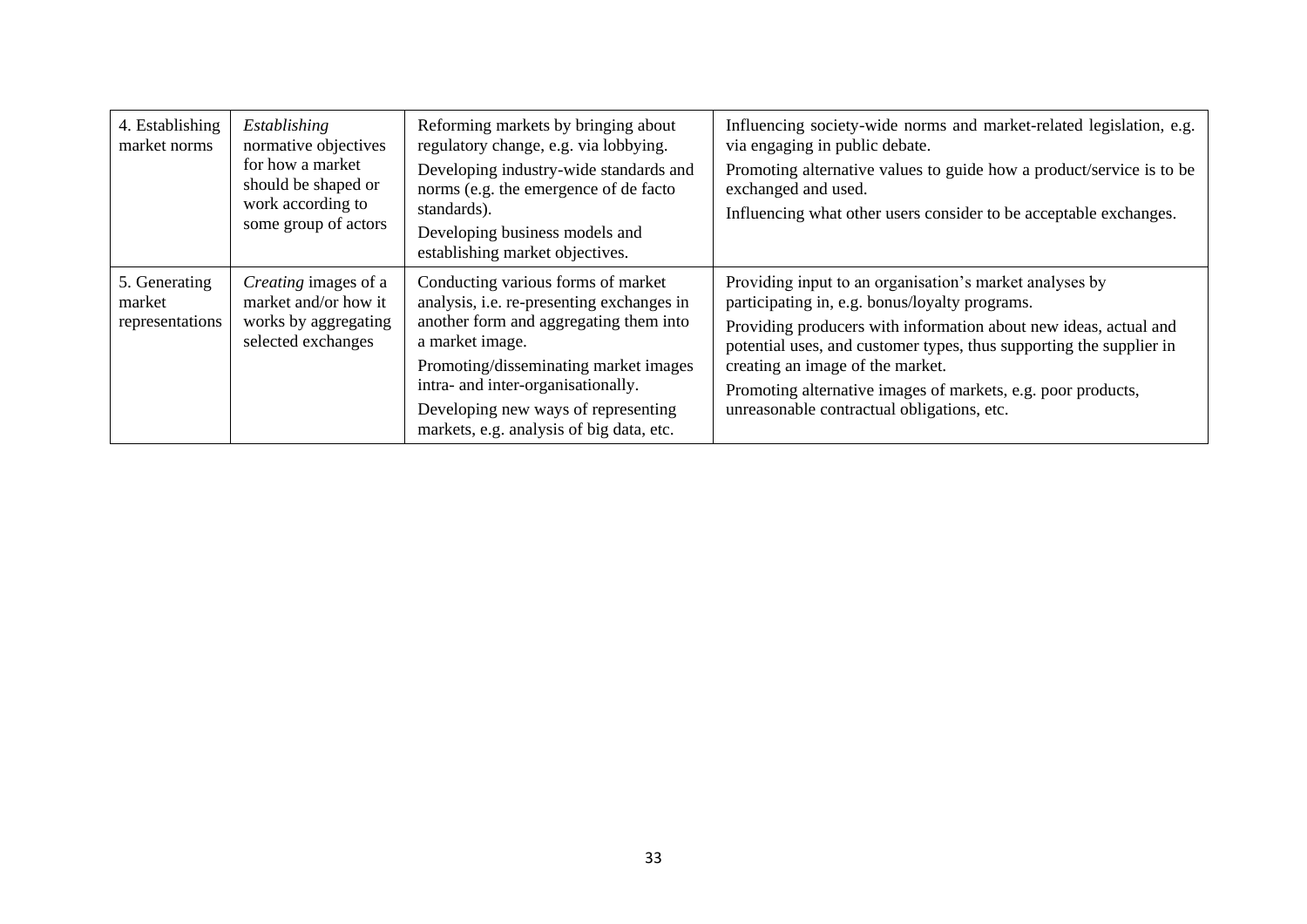| 4. Establishing market norms | *Establishing* normative objectives for how a market should be shaped or work according to some group of actors | Reforming markets by bringing about regulatory change, e.g. via lobbying.<br>Developing industry-wide standards and norms (e.g. the emergence of de facto standards).<br>Developing business models and establishing market objectives. | Influencing society-wide norms and market-related legislation, e.g. via engaging in public debate.<br>Promoting alternative values to guide how a product/service is to be exchanged and used.<br>Influencing what other users consider to be acceptable exchanges. |
|---|---|---|---|
| 5. Generating market representations | *Creating* images of a market and/or how it works by aggregating selected exchanges | Conducting various forms of market analysis, i.e. re-presenting exchanges in another form and aggregating them into a market image.<br>Promoting/disseminating market images intra- and inter-organisationally.<br>Developing new ways of representing markets, e.g. analysis of big data, etc. | Providing input to an organisation's market analyses by participating in, e.g. bonus/loyalty programs.<br>Providing producers with information about new ideas, actual and potential uses, and customer types, thus supporting the supplier in creating an image of the market.<br>Promoting alternative images of markets, e.g. poor products, unreasonable contractual obligations, etc. |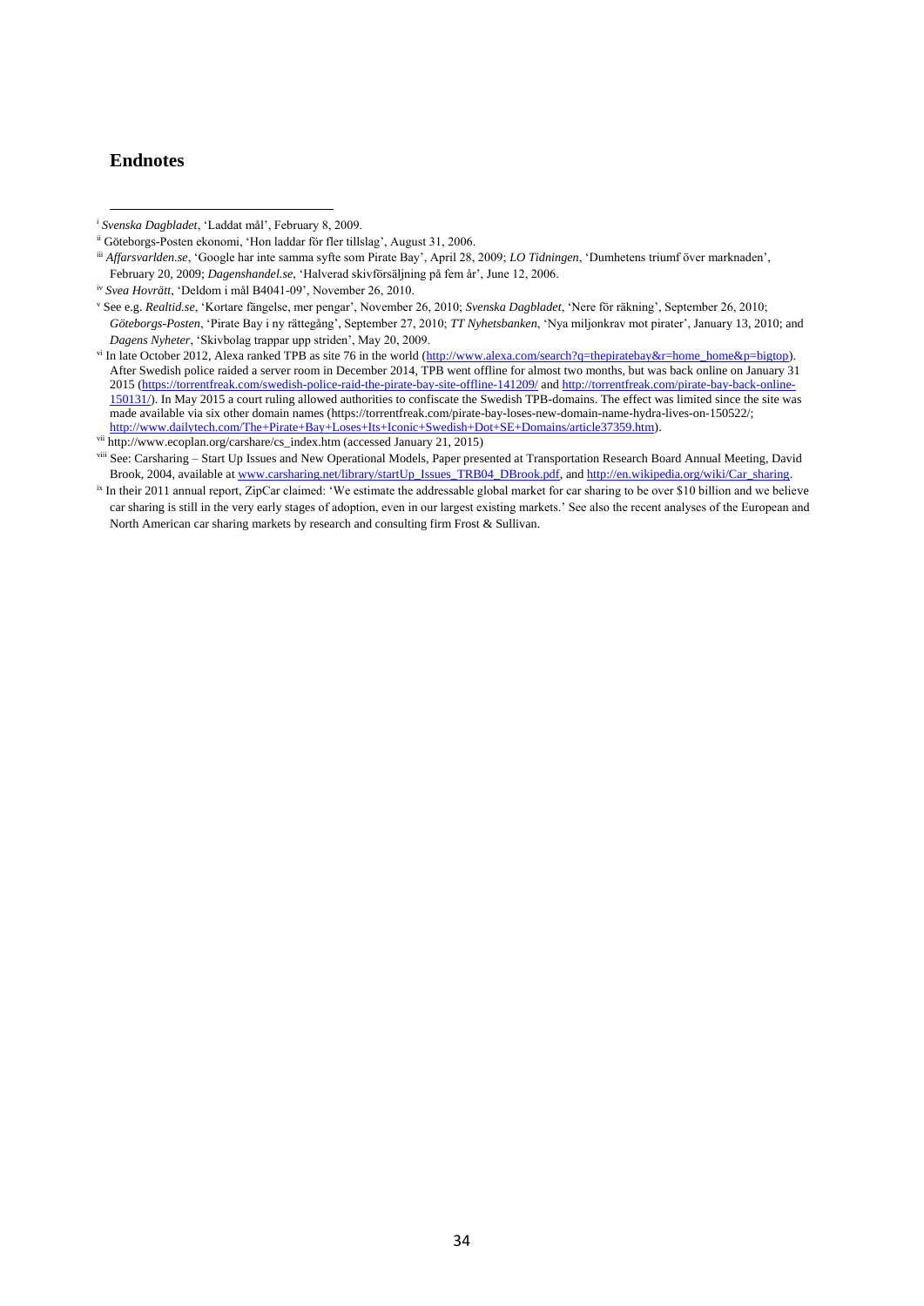## Endnotes

[i] *Svenska Dagbladet*, 'Laddat mål', February 8, 2009.

[ii] Göteborgs-Posten ekonomi, 'Hon laddar för fler tillslag', August 31, 2006.

[iii] *Affarsvarlden.se*, 'Google har inte samma syfte som Pirate Bay', April 28, 2009; *LO Tidningen*, 'Dumhetens triumf över marknaden', February 20, 2009; *Dagenshandel.se*, 'Halverad skivförsäljning på fem år', June 12, 2006.

[iv] *Svea Hovrätt*, 'Deldom i mål B4041-09', November 26, 2010.

[v] See e.g. *Realtid.se*, 'Kortare fängelse, mer pengar', November 26, 2010; *Svenska Dagbladet*, 'Nere för räkning', September 26, 2010; *Göteborgs-Posten*, 'Pirate Bay i ny rättegång', September 27, 2010; *TT Nyhetsbanken*, 'Nya miljonkrav mot pirater', January 13, 2010; and *Dagens Nyheter*, 'Skivbolag trappar upp striden', May 20, 2009.

[vi] In late October 2012, Alexa ranked TPB as site 76 in the world (http://www.alexa.com/search?q=thepiratebay&r=home_home&p=bigtop). After Swedish police raided a server room in December 2014, TPB went offline for almost two months, but was back online on January 31 2015 (https://torrentfreak.com/swedish-police-raid-the-pirate-bay-site-offline-141209/ and http://torrentfreak.com/pirate-bay-back-online-150131/). In May 2015 a court ruling allowed authorities to confiscate the Swedish TPB-domains. The effect was limited since the site was made available via six other domain names (https://torrentfreak.com/pirate-bay-loses-new-domain-name-hydra-lives-on-150522/; http://www.dailytech.com/The+Pirate+Bay+Loses+Its+Iconic+Swedish+Dot+SE+Domains/article37359.htm).

[vii] http://www.ecoplan.org/carshare/cs_index.htm (accessed January 21, 2015)

[viii] See: Carsharing – Start Up Issues and New Operational Models, Paper presented at Transportation Research Board Annual Meeting, David Brook, 2004, available at www.carsharing.net/library/startUp_Issues_TRB04_DBrook.pdf, and http://en.wikipedia.org/wiki/Car_sharing.

[ix] In their 2011 annual report, ZipCar claimed: 'We estimate the addressable global market for car sharing to be over $10 billion and we believe car sharing is still in the very early stages of adoption, even in our largest existing markets.' See also the recent analyses of the European and North American car sharing markets by research and consulting firm Frost & Sullivan.